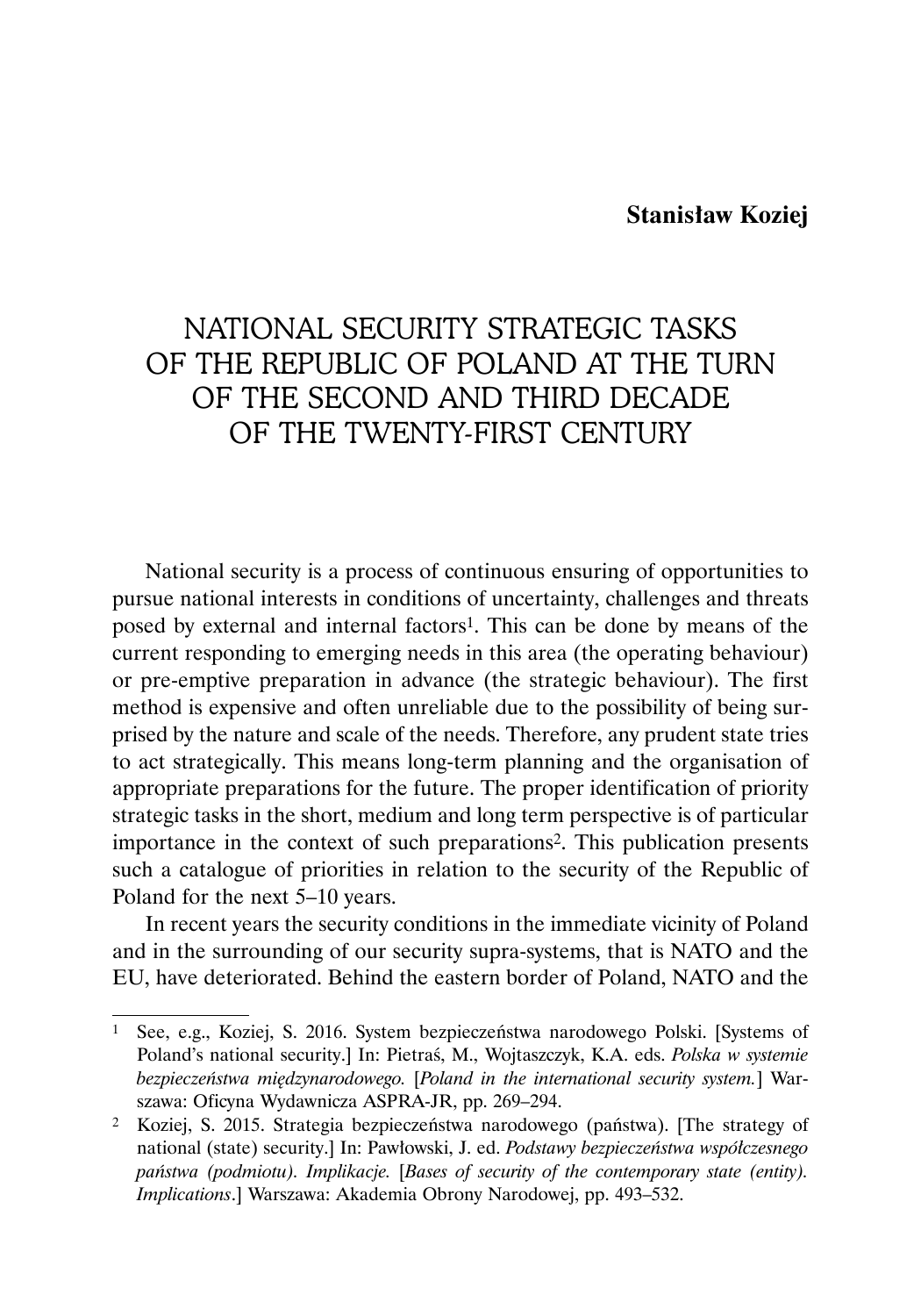**Stanisław Koziej**

# NATIONAL SECURITY STRATEGIC TASKS OF THE REPUBLIC OF POLAND AT THE TURN OF THE SECOND AND THIRD DECADE OF THE TWENTY-FIRST CENTURY

National security is a process of continuous ensuring of opportunities to pursue national interests in conditions of uncertainty, challenges and threats posed by external and internal factors[1]. This can be done by means of the current responding to emerging needs in this area (the operating behaviour) or pre-emptive preparation in advance (the strategic behaviour). The first method is expensive and often unreliable due to the possibility of being surprised by the nature and scale of the needs. Therefore, any prudent state tries to act strategically. This means long-term planning and the organisation of appropriate preparations for the future. The proper identification of priority strategic tasks in the short, medium and long term perspective is of particular importance in the context of such preparations[2]. This publication presents such a catalogue of priorities in relation to the security of the Republic of Poland for the next 5–10 years.

In recent years the security conditions in the immediate vicinity of Poland and in the surrounding of our security supra-systems, that is NATO and the EU, have deteriorated. Behind the eastern border of Poland, NATO and the

---

[1] See, e.g., Koziej, S. 2016. System bezpieczeństwa narodowego Polski. [Systems of Poland's national security.] In: Pietraś, M., Wojtaszczyk, K.A. eds. *Polska w systemie bezpieczeństwa międzynarodowego.* [*Poland in the international security system.*] Warszawa: Oficyna Wydawnicza ASPRA-JR, pp. 269–294.

[2] Koziej, S. 2015. Strategia bezpieczeństwa narodowego (państwa). [The strategy of national (state) security.] In: Pawłowski, J. ed. *Podstawy bezpieczeństwa współczesnego państwa (podmiotu). Implikacje.* [*Bases of security of the contemporary state (entity). Implications*.] Warszawa: Akademia Obrony Narodowej, pp. 493–532.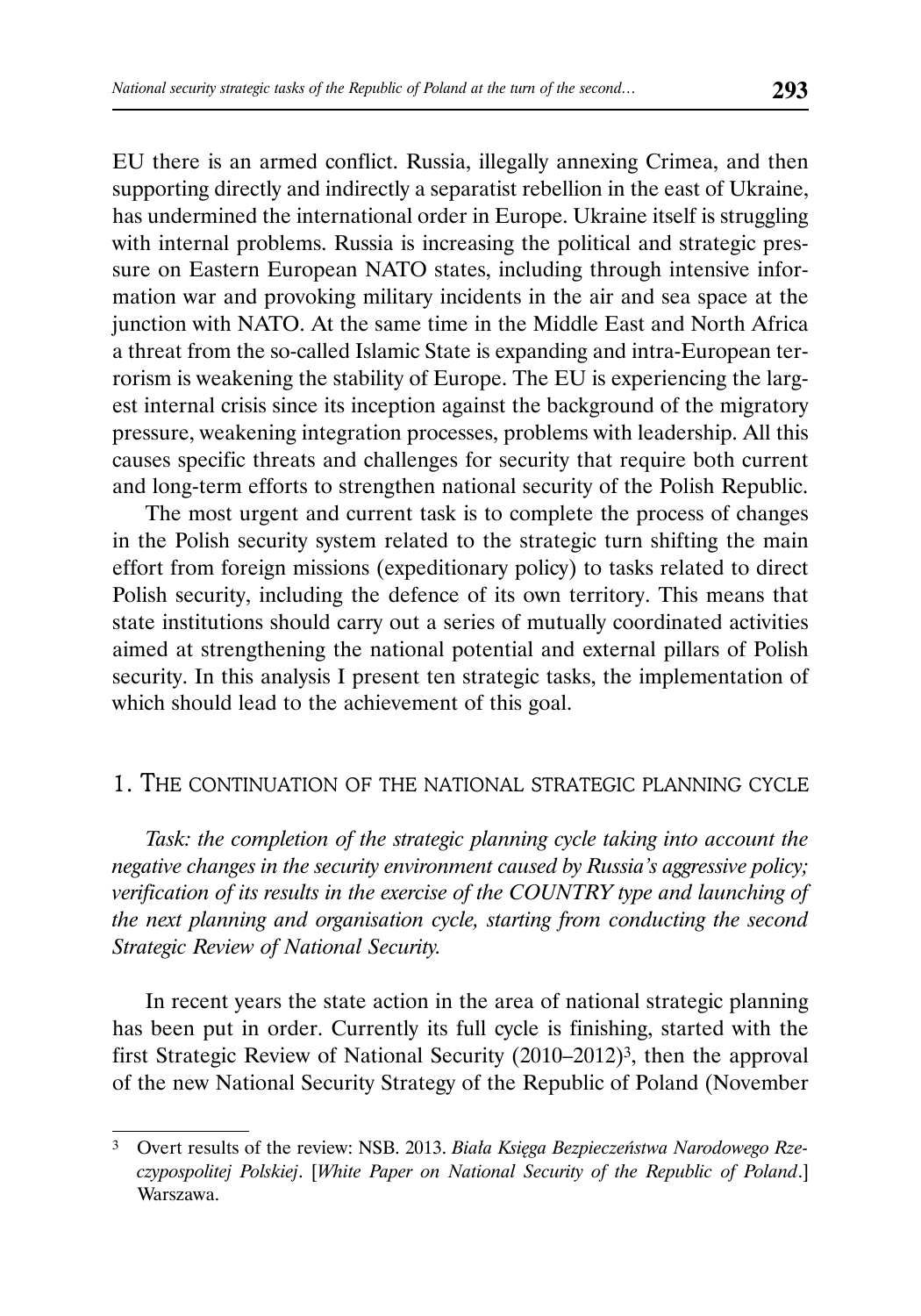EU there is an armed conflict. Russia, illegally annexing Crimea, and then supporting directly and indirectly a separatist rebellion in the east of Ukraine, has undermined the international order in Europe. Ukraine itself is struggling with internal problems. Russia is increasing the political and strategic pressure on Eastern European NATO states, including through intensive information war and provoking military incidents in the air and sea space at the junction with NATO. At the same time in the Middle East and North Africa a threat from the so-called Islamic State is expanding and intra-European terrorism is weakening the stability of Europe. The EU is experiencing the largest internal crisis since its inception against the background of the migratory pressure, weakening integration processes, problems with leadership. All this causes specific threats and challenges for security that require both current and long-term efforts to strengthen national security of the Polish Republic.

The most urgent and current task is to complete the process of changes in the Polish security system related to the strategic turn shifting the main effort from foreign missions (expeditionary policy) to tasks related to direct Polish security, including the defence of its own territory. This means that state institutions should carry out a series of mutually coordinated activities aimed at strengthening the national potential and external pillars of Polish security. In this analysis I present ten strategic tasks, the implementation of which should lead to the achievement of this goal.

## 1. The continuation of the national strategic planning cycle

*Task: the completion of the strategic planning cycle taking into account the negative changes in the security environment caused by Russia's aggressive policy; verification of its results in the exercise of the COUNTRY type and launching of the next planning and organisation cycle, starting from conducting the second Strategic Review of National Security.*

In recent years the state action in the area of national strategic planning has been put in order. Currently its full cycle is finishing, started with the first Strategic Review of National Security (2010–2012)[3], then the approval of the new National Security Strategy of the Republic of Poland (November

---

[3] Overt results of the review: NSB. 2013. *Biała Księga Bezpieczeństwa Narodowego Rzeczypospolitej Polskiej*. [*White Paper on National Security of the Republic of Poland*.] Warszawa.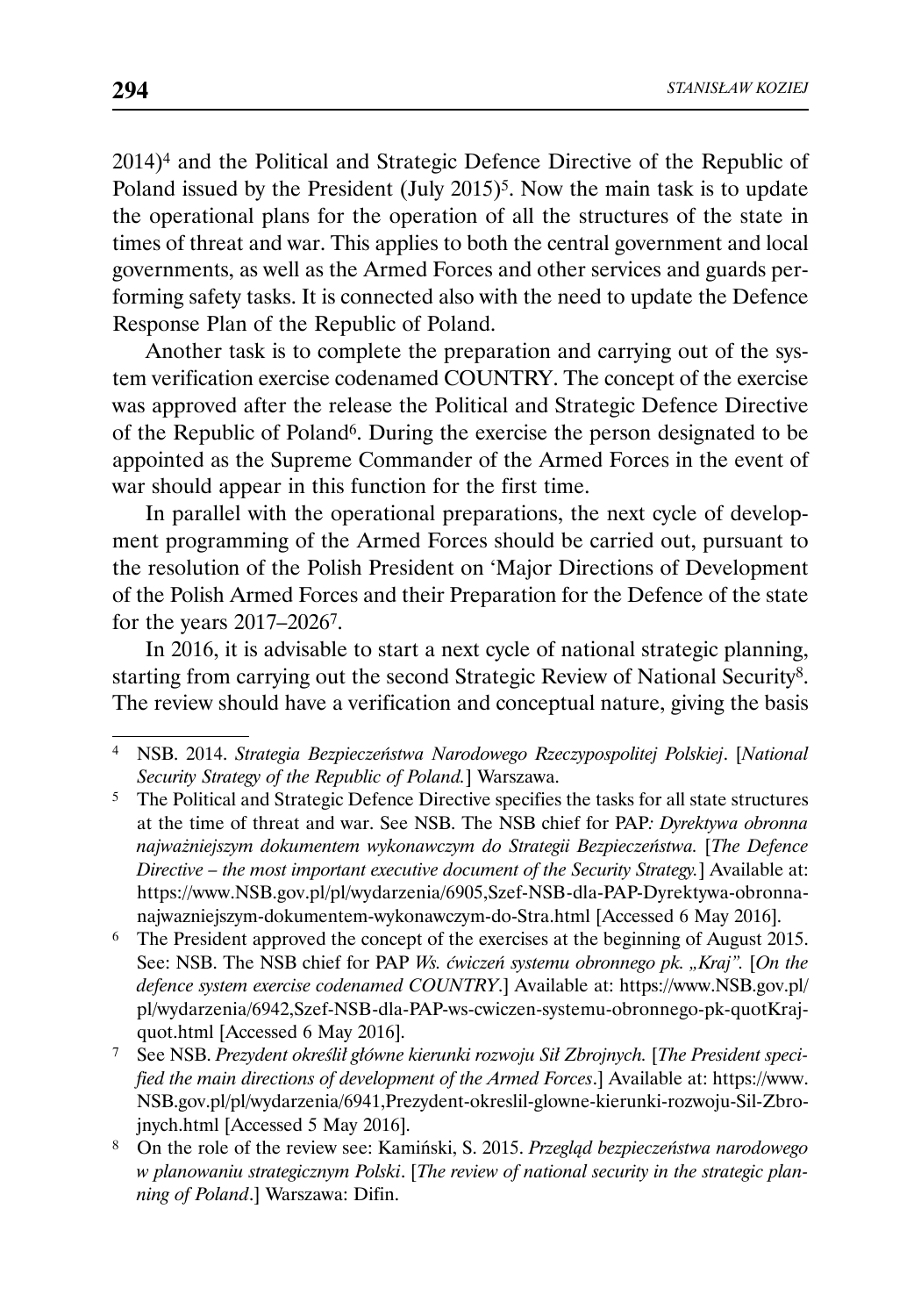2014)[4] and the Political and Strategic Defence Directive of the Republic of Poland issued by the President (July 2015)[5]. Now the main task is to update the operational plans for the operation of all the structures of the state in times of threat and war. This applies to both the central government and local governments, as well as the Armed Forces and other services and guards performing safety tasks. It is connected also with the need to update the Defence Response Plan of the Republic of Poland.

Another task is to complete the preparation and carrying out of the system verification exercise codenamed COUNTRY. The concept of the exercise was approved after the release the Political and Strategic Defence Directive of the Republic of Poland[6]. During the exercise the person designated to be appointed as the Supreme Commander of the Armed Forces in the event of war should appear in this function for the first time.

In parallel with the operational preparations, the next cycle of development programming of the Armed Forces should be carried out, pursuant to the resolution of the Polish President on 'Major Directions of Development of the Polish Armed Forces and their Preparation for the Defence of the state for the years 2017–2026[7].

In 2016, it is advisable to start a next cycle of national strategic planning, starting from carrying out the second Strategic Review of National Security[8]. The review should have a verification and conceptual nature, giving the basis

---

[4] NSB. 2014. *Strategia Bezpieczeństwa Narodowego Rzeczypospolitej Polskiej*. [*National Security Strategy of the Republic of Poland.*] Warszawa.

[5] The Political and Strategic Defence Directive specifies the tasks for all state structures at the time of threat and war. See NSB. The NSB chief for PAP*: Dyrektywa obronna najważniejszym dokumentem wykonawczym do Strategii Bezpieczeństwa.* [*The Defence Directive – the most important executive document of the Security Strategy.*] Available at: https://www.NSB.gov.pl/pl/wydarzenia/6905,Szef-NSB-dla-PAP-Dyrektywa-obronna-najwazniejszym-dokumentem-wykonawczym-do-Stra.html [Accessed 6 May 2016].

[6] The President approved the concept of the exercises at the beginning of August 2015. See: NSB. The NSB chief for PAP *Ws. ćwiczeń systemu obronnego pk. „Kraj”.* [*On the defence system exercise codenamed COUNTRY*.] Available at: https://www.NSB.gov.pl/pl/wydarzenia/6942,Szef-NSB-dla-PAP-ws-cwiczen-systemu-obronnego-pk-quotKrajquot.html [Accessed 6 May 2016].

[7] See NSB. *Prezydent określił główne kierunki rozwoju Sił Zbrojnych.* [*The President specified the main directions of development of the Armed Forces*.] Available at: https://www.NSB.gov.pl/pl/wydarzenia/6941,Prezydent-okreslil-glowne-kierunki-rozwoju-Sil-Zbrojnych.html [Accessed 5 May 2016].

[8] On the role of the review see: Kamiński, S. 2015. *Przegląd bezpieczeństwa narodowego w planowaniu strategicznym Polski*. [*The review of national security in the strategic planning of Poland*.] Warszawa: Difin.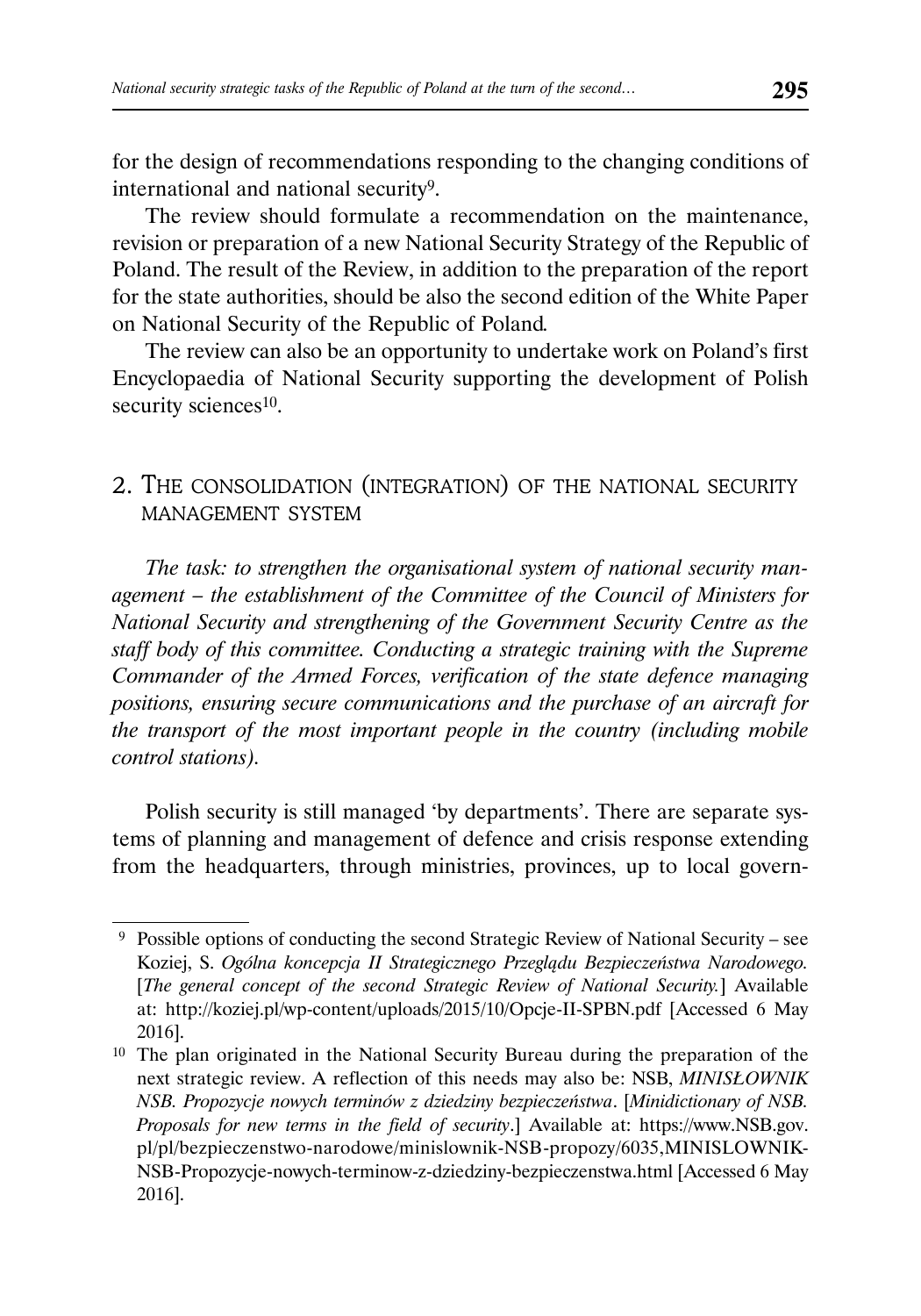for the design of recommendations responding to the changing conditions of international and national security[9].

The review should formulate a recommendation on the maintenance, revision or preparation of a new National Security Strategy of the Republic of Poland. The result of the Review, in addition to the preparation of the report for the state authorities, should be also the second edition of the White Paper on National Security of the Republic of Poland.

The review can also be an opportunity to undertake work on Poland's first Encyclopaedia of National Security supporting the development of Polish security sciences[10].

## 2. The consolidation (integration) of the national security management system

*The task: to strengthen the organisational system of national security management – the establishment of the Committee of the Council of Ministers for National Security and strengthening of the Government Security Centre as the staff body of this committee. Conducting a strategic training with the Supreme Commander of the Armed Forces, verification of the state defence managing positions, ensuring secure communications and the purchase of an aircraft for the transport of the most important people in the country (including mobile control stations).*

Polish security is still managed 'by departments'. There are separate systems of planning and management of defence and crisis response extending from the headquarters, through ministries, provinces, up to local govern-

---

[9] Possible options of conducting the second Strategic Review of National Security – see Koziej, S. *Ogólna koncepcja II Strategicznego Przeglądu Bezpieczeństwa Narodowego.* [*The general concept of the second Strategic Review of National Security.*] Available at: http://koziej.pl/wp-content/uploads/2015/10/Opcje-II-SPBN.pdf [Accessed 6 May 2016].

[10] The plan originated in the National Security Bureau during the preparation of the next strategic review. A reflection of this needs may also be: NSB, *MINISŁOWNIK NSB. Propozycje nowych terminów z dziedziny bezpieczeństwa*. [*Minidictionary of NSB. Proposals for new terms in the field of security*.] Available at: https://www.NSB.gov.pl/pl/bezpieczenstwo-narodowe/minislownik-NSB-propozy/6035,MINISLOWNIK-NSB-Propozycje-nowych-terminow-z-dziedziny-bezpieczenstwa.html [Accessed 6 May 2016].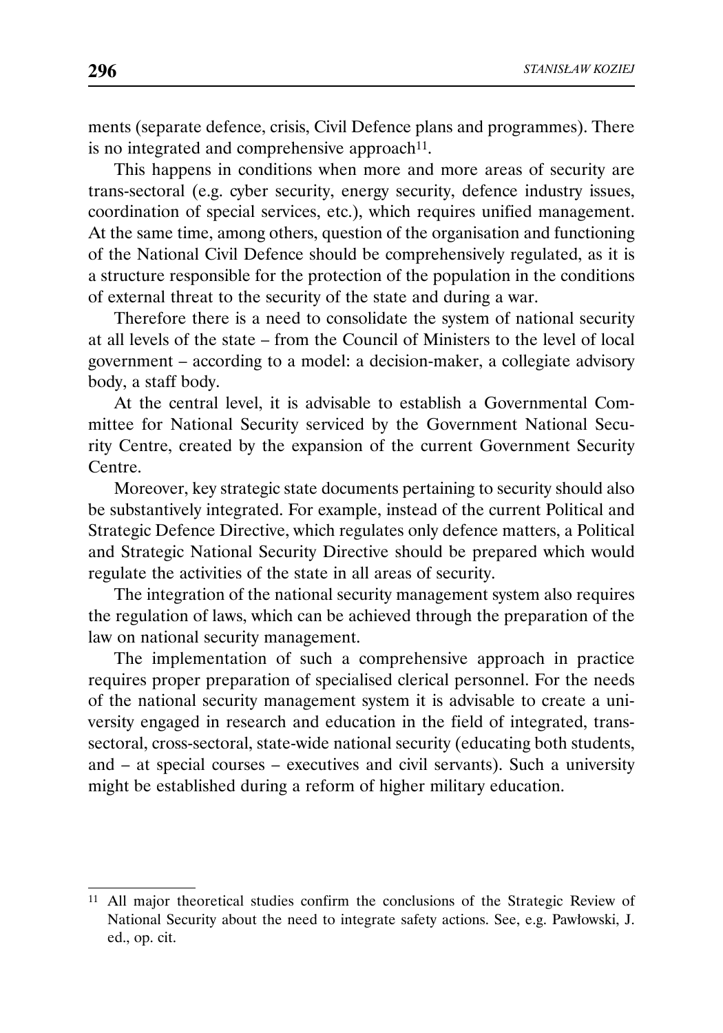ments (separate defence, crisis, Civil Defence plans and programmes). There is no integrated and comprehensive approach[11].

This happens in conditions when more and more areas of security are trans-sectoral (e.g. cyber security, energy security, defence industry issues, coordination of special services, etc.), which requires unified management. At the same time, among others, question of the organisation and functioning of the National Civil Defence should be comprehensively regulated, as it is a structure responsible for the protection of the population in the conditions of external threat to the security of the state and during a war.

Therefore there is a need to consolidate the system of national security at all levels of the state – from the Council of Ministers to the level of local government – according to a model: a decision-maker, a collegiate advisory body, a staff body.

At the central level, it is advisable to establish a Governmental Committee for National Security serviced by the Government National Security Centre, created by the expansion of the current Government Security Centre.

Moreover, key strategic state documents pertaining to security should also be substantively integrated. For example, instead of the current Political and Strategic Defence Directive, which regulates only defence matters, a Political and Strategic National Security Directive should be prepared which would regulate the activities of the state in all areas of security.

The integration of the national security management system also requires the regulation of laws, which can be achieved through the preparation of the law on national security management.

The implementation of such a comprehensive approach in practice requires proper preparation of specialised clerical personnel. For the needs of the national security management system it is advisable to create a university engaged in research and education in the field of integrated, trans-sectoral, cross-sectoral, state-wide national security (educating both students, and – at special courses – executives and civil servants). Such a university might be established during a reform of higher military education.

---

[11] All major theoretical studies confirm the conclusions of the Strategic Review of National Security about the need to integrate safety actions. See, e.g. Pawłowski, J. ed., op. cit.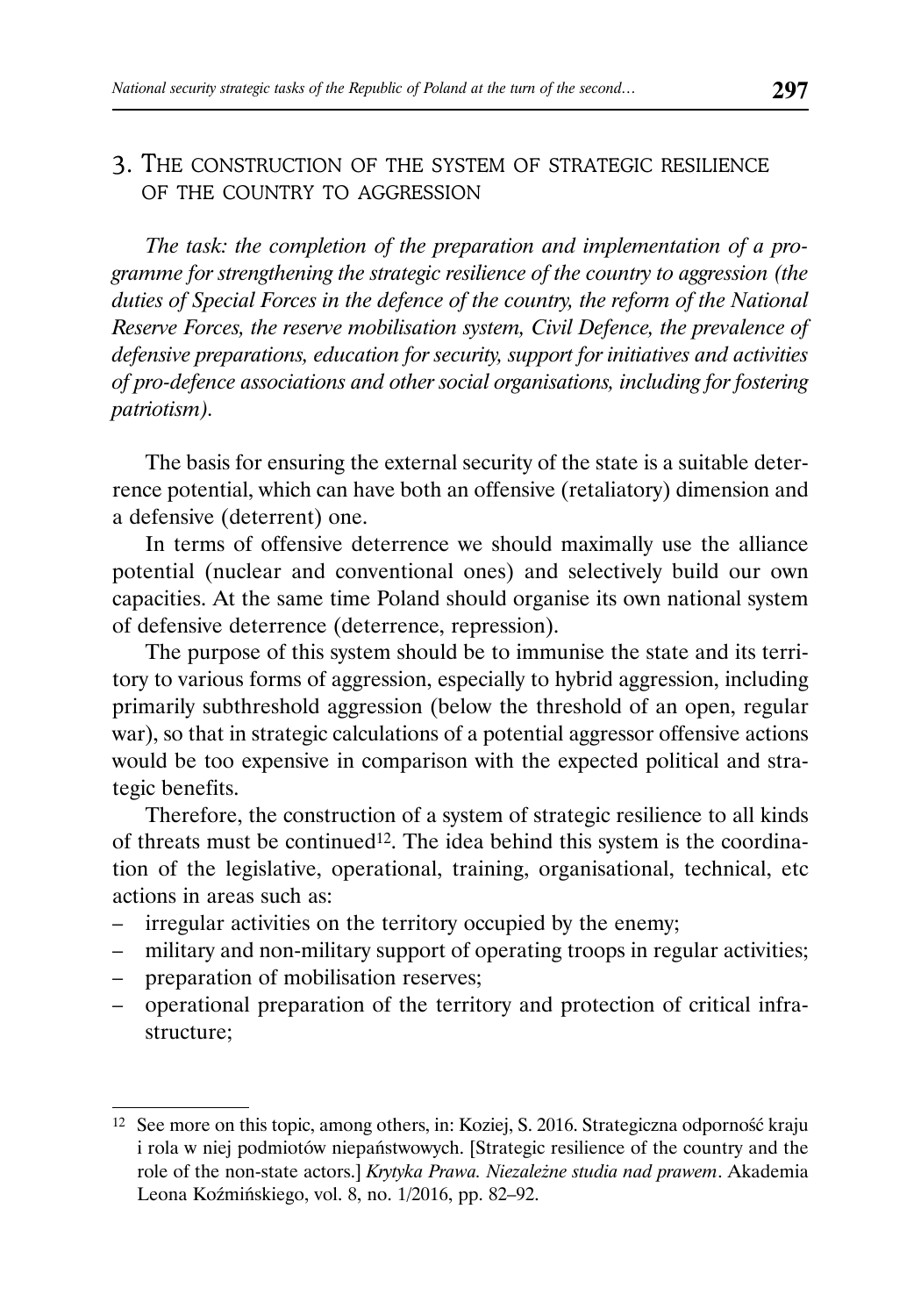## 3. The construction of the system of strategic resilience of the country to aggression

*The task: the completion of the preparation and implementation of a programme for strengthening the strategic resilience of the country to aggression (the duties of Special Forces in the defence of the country, the reform of the National Reserve Forces, the reserve mobilisation system, Civil Defence, the prevalence of defensive preparations, education for security, support for initiatives and activities of pro-defence associations and other social organisations, including for fostering patriotism).*

The basis for ensuring the external security of the state is a suitable deterrence potential, which can have both an offensive (retaliatory) dimension and a defensive (deterrent) one.

In terms of offensive deterrence we should maximally use the alliance potential (nuclear and conventional ones) and selectively build our own capacities. At the same time Poland should organise its own national system of defensive deterrence (deterrence, repression).

The purpose of this system should be to immunise the state and its territory to various forms of aggression, especially to hybrid aggression, including primarily subthreshold aggression (below the threshold of an open, regular war), so that in strategic calculations of a potential aggressor offensive actions would be too expensive in comparison with the expected political and strategic benefits.

Therefore, the construction of a system of strategic resilience to all kinds of threats must be continued[12]. The idea behind this system is the coordination of the legislative, operational, training, organisational, technical, etc actions in areas such as:

- irregular activities on the territory occupied by the enemy;
- military and non-military support of operating troops in regular activities;
- preparation of mobilisation reserves;
- operational preparation of the territory and protection of critical infrastructure;

---

[12] See more on this topic, among others, in: Koziej, S. 2016. Strategiczna odporność kraju i rola w niej podmiotów niepaństwowych. [Strategic resilience of the country and the role of the non-state actors.] *Krytyka Prawa. Niezależne studia nad prawem*. Akademia Leona Koźmińskiego, vol. 8, no. 1/2016, pp. 82–92.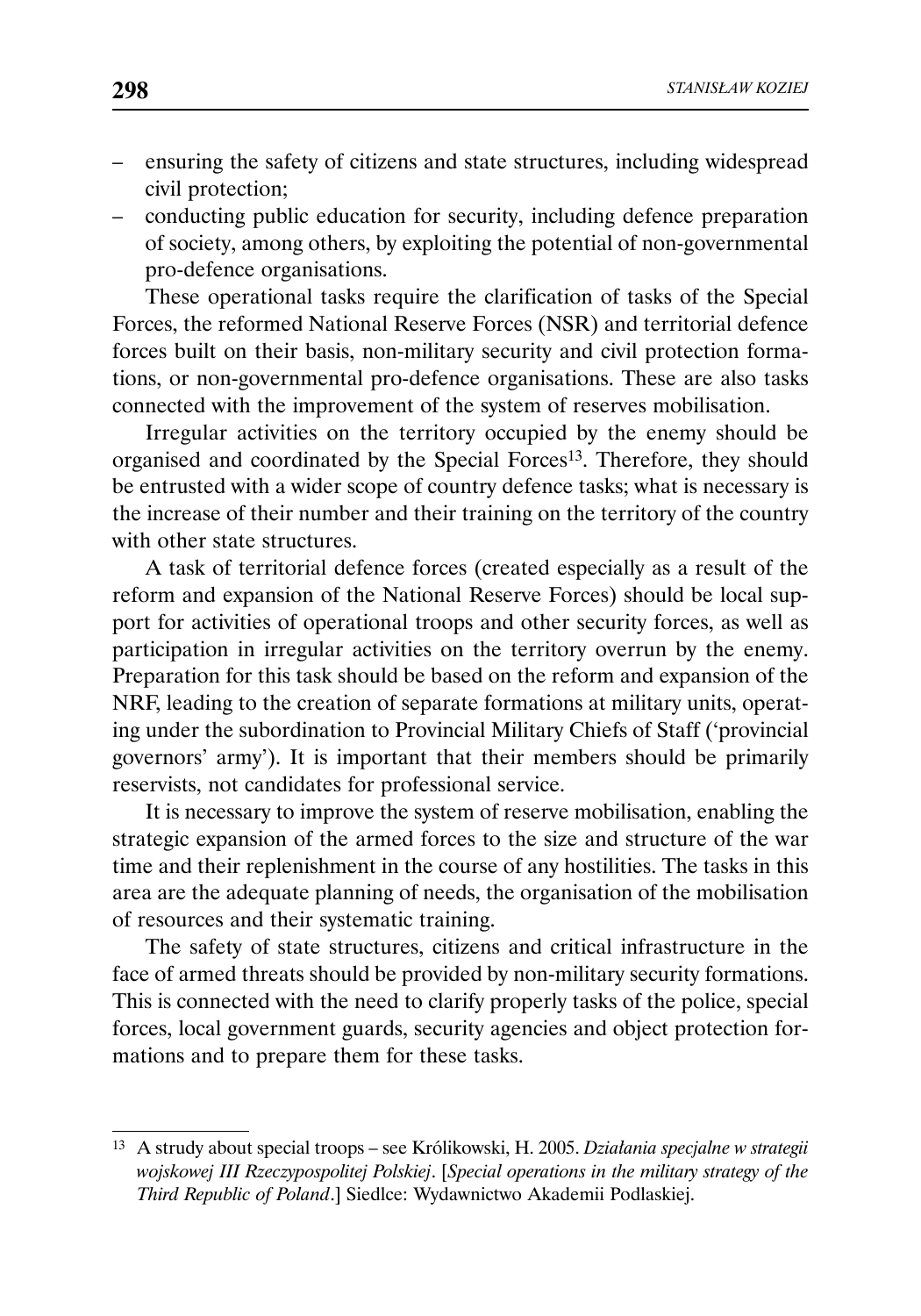- ensuring the safety of citizens and state structures, including widespread civil protection;
- conducting public education for security, including defence preparation of society, among others, by exploiting the potential of non-governmental pro-defence organisations.

These operational tasks require the clarification of tasks of the Special Forces, the reformed National Reserve Forces (NSR) and territorial defence forces built on their basis, non-military security and civil protection formations, or non-governmental pro-defence organisations. These are also tasks connected with the improvement of the system of reserves mobilisation.

Irregular activities on the territory occupied by the enemy should be organised and coordinated by the Special Forces[13]. Therefore, they should be entrusted with a wider scope of country defence tasks; what is necessary is the increase of their number and their training on the territory of the country with other state structures.

A task of territorial defence forces (created especially as a result of the reform and expansion of the National Reserve Forces) should be local support for activities of operational troops and other security forces, as well as participation in irregular activities on the territory overrun by the enemy. Preparation for this task should be based on the reform and expansion of the NRF, leading to the creation of separate formations at military units, operating under the subordination to Provincial Military Chiefs of Staff ('provincial governors' army'). It is important that their members should be primarily reservists, not candidates for professional service.

It is necessary to improve the system of reserve mobilisation, enabling the strategic expansion of the armed forces to the size and structure of the war time and their replenishment in the course of any hostilities. The tasks in this area are the adequate planning of needs, the organisation of the mobilisation of resources and their systematic training.

The safety of state structures, citizens and critical infrastructure in the face of armed threats should be provided by non-military security formations. This is connected with the need to clarify properly tasks of the police, special forces, local government guards, security agencies and object protection formations and to prepare them for these tasks.

---

[13] A strudy about special troops – see Królikowski, H. 2005. *Działania specjalne w strategii wojskowej III Rzeczypospolitej Polskiej*. [*Special operations in the military strategy of the Third Republic of Poland*.] Siedlce: Wydawnictwo Akademii Podlaskiej.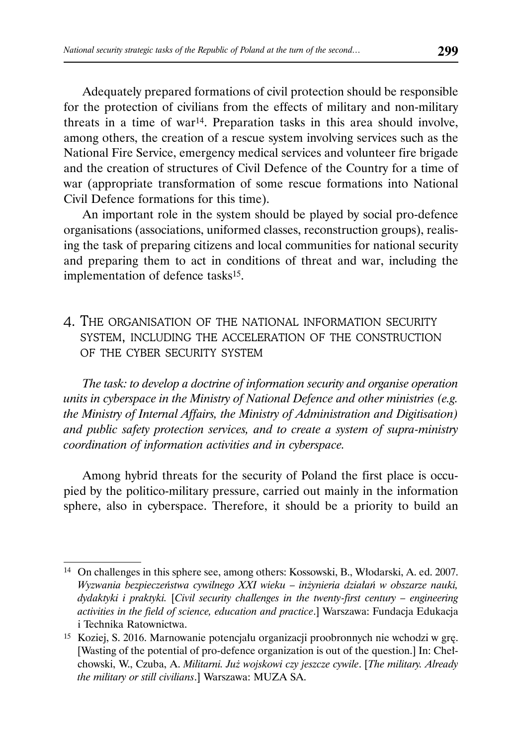Adequately prepared formations of civil protection should be responsible for the protection of civilians from the effects of military and non-military threats in a time of war[14]. Preparation tasks in this area should involve, among others, the creation of a rescue system involving services such as the National Fire Service, emergency medical services and volunteer fire brigade and the creation of structures of Civil Defence of the Country for a time of war (appropriate transformation of some rescue formations into National Civil Defence formations for this time).

An important role in the system should be played by social pro-defence organisations (associations, uniformed classes, reconstruction groups), realising the task of preparing citizens and local communities for national security and preparing them to act in conditions of threat and war, including the implementation of defence tasks[15].

## 4. The organisation of the national information security system, including the acceleration of the construction of the cyber security system

*The task: to develop a doctrine of information security and organise operation units in cyberspace in the Ministry of National Defence and other ministries (e.g. the Ministry of Internal Affairs, the Ministry of Administration and Digitisation) and public safety protection services, and to create a system of supra-ministry coordination of information activities and in cyberspace.*

Among hybrid threats for the security of Poland the first place is occupied by the politico-military pressure, carried out mainly in the information sphere, also in cyberspace. Therefore, it should be a priority to build an

---

[14] On challenges in this sphere see, among others: Kossowski, B., Włodarski, A. ed. 2007. *Wyzwania bezpieczeństwa cywilnego XXI wieku – inżynieria działań w obszarze nauki, dydaktyki i praktyki.* [*Civil security challenges in the twenty-first century – engineering activities in the field of science, education and practice*.] Warszawa: Fundacja Edukacja i Technika Ratownictwa.

[15] Koziej, S. 2016. Marnowanie potencjału organizacji proobronnych nie wchodzi w grę. [Wasting of the potential of pro-defence organization is out of the question.] In: Chełchowski, W., Czuba, A. *Militarni. Już wojskowi czy jeszcze cywile*. [*The military. Already the military or still civilians*.] Warszawa: MUZA SA.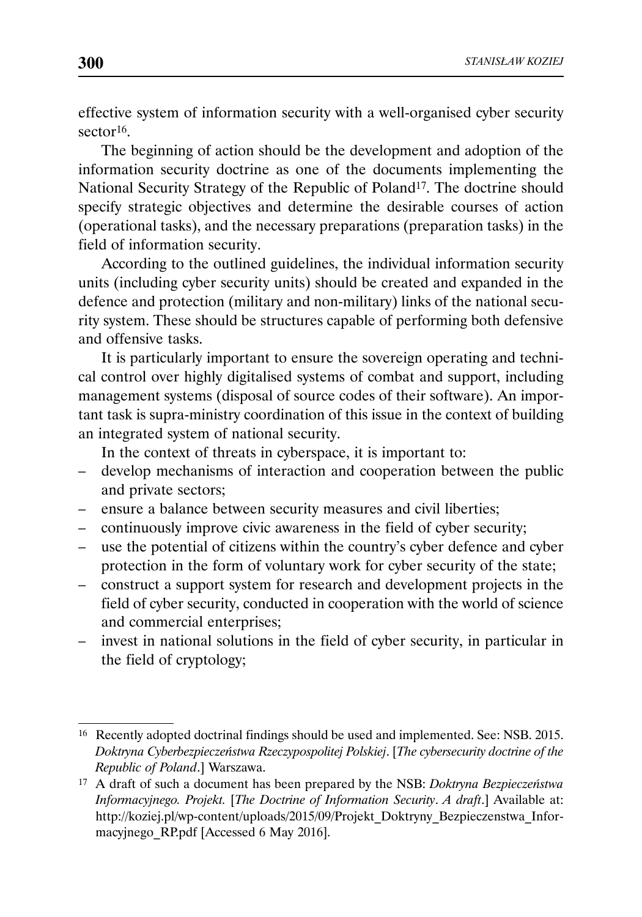effective system of information security with a well-organised cyber security sector[16].

The beginning of action should be the development and adoption of the information security doctrine as one of the documents implementing the National Security Strategy of the Republic of Poland[17]. The doctrine should specify strategic objectives and determine the desirable courses of action (operational tasks), and the necessary preparations (preparation tasks) in the field of information security.

According to the outlined guidelines, the individual information security units (including cyber security units) should be created and expanded in the defence and protection (military and non-military) links of the national security system. These should be structures capable of performing both defensive and offensive tasks.

It is particularly important to ensure the sovereign operating and technical control over highly digitalised systems of combat and support, including management systems (disposal of source codes of their software). An important task is supra-ministry coordination of this issue in the context of building an integrated system of national security.

In the context of threats in cyberspace, it is important to:

- develop mechanisms of interaction and cooperation between the public and private sectors;
- ensure a balance between security measures and civil liberties;
- continuously improve civic awareness in the field of cyber security;
- use the potential of citizens within the country's cyber defence and cyber protection in the form of voluntary work for cyber security of the state;
- construct a support system for research and development projects in the field of cyber security, conducted in cooperation with the world of science and commercial enterprises;
- invest in national solutions in the field of cyber security, in particular in the field of cryptology;

---

[16] Recently adopted doctrinal findings should be used and implemented. See: NSB. 2015. *Doktryna Cyberbezpieczeństwa Rzeczypospolitej Polskiej*. [*The cybersecurity doctrine of the Republic of Poland*.] Warszawa.

[17] A draft of such a document has been prepared by the NSB: *Doktryna Bezpieczeństwa Informacyjnego. Projekt.* [*The Doctrine of Information Security*. *A draft*.] Available at: http://koziej.pl/wp-content/uploads/2015/09/Projekt_Doktryny_Bezpieczenstwa_Informacyjnego_RP.pdf [Accessed 6 May 2016].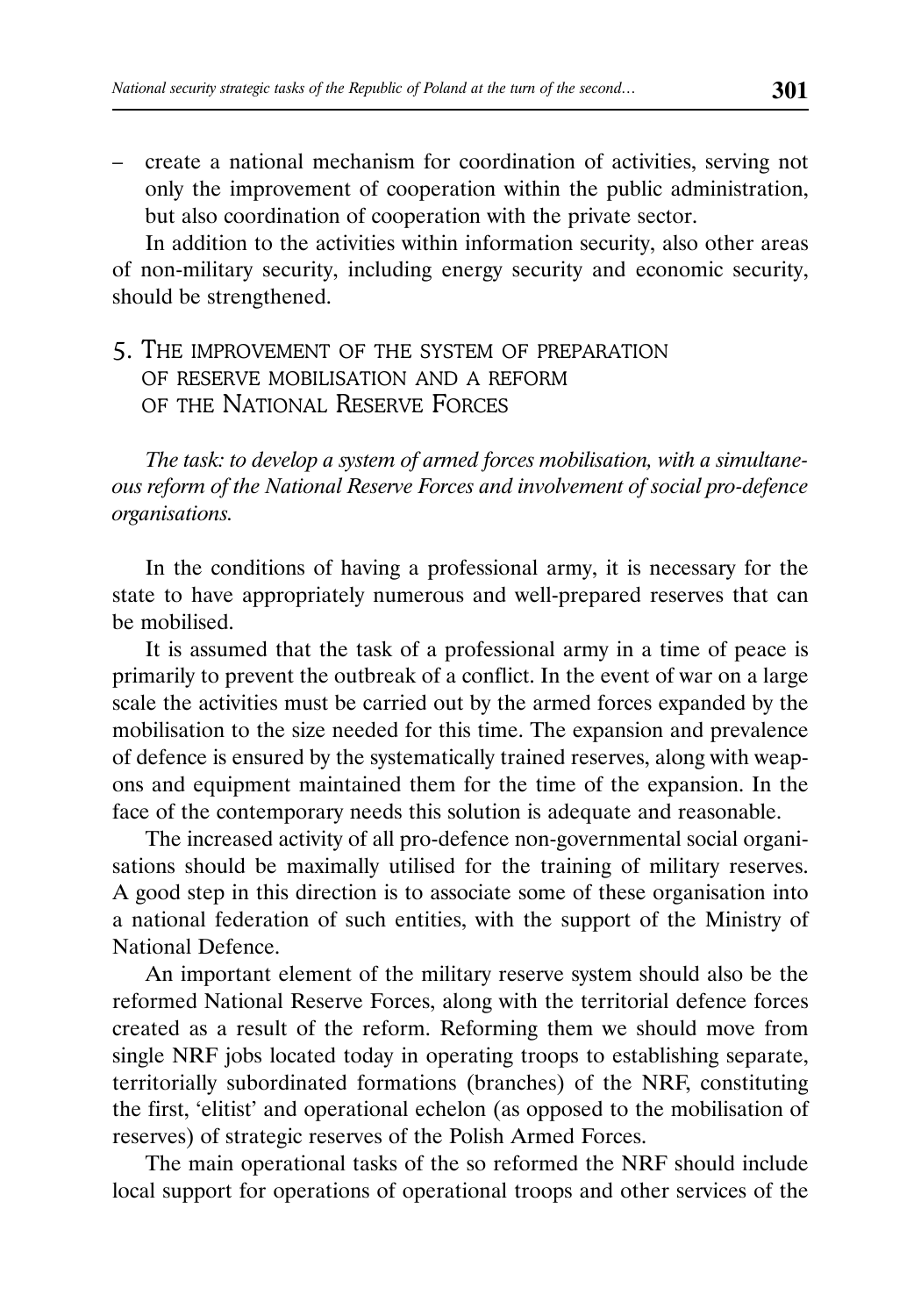– create a national mechanism for coordination of activities, serving not only the improvement of cooperation within the public administration, but also coordination of cooperation with the private sector.

In addition to the activities within information security, also other areas of non-military security, including energy security and economic security, should be strengthened.

## 5. The improvement of the system of preparation of reserve mobilisation and a reform of the National Reserve Forces

*The task: to develop a system of armed forces mobilisation, with a simultaneous reform of the National Reserve Forces and involvement of social pro-defence organisations.*

In the conditions of having a professional army, it is necessary for the state to have appropriately numerous and well-prepared reserves that can be mobilised.

It is assumed that the task of a professional army in a time of peace is primarily to prevent the outbreak of a conflict. In the event of war on a large scale the activities must be carried out by the armed forces expanded by the mobilisation to the size needed for this time. The expansion and prevalence of defence is ensured by the systematically trained reserves, along with weapons and equipment maintained them for the time of the expansion. In the face of the contemporary needs this solution is adequate and reasonable.

The increased activity of all pro-defence non-governmental social organisations should be maximally utilised for the training of military reserves. A good step in this direction is to associate some of these organisation into a national federation of such entities, with the support of the Ministry of National Defence.

An important element of the military reserve system should also be the reformed National Reserve Forces, along with the territorial defence forces created as a result of the reform. Reforming them we should move from single NRF jobs located today in operating troops to establishing separate, territorially subordinated formations (branches) of the NRF, constituting the first, 'elitist' and operational echelon (as opposed to the mobilisation of reserves) of strategic reserves of the Polish Armed Forces.

The main operational tasks of the so reformed the NRF should include local support for operations of operational troops and other services of the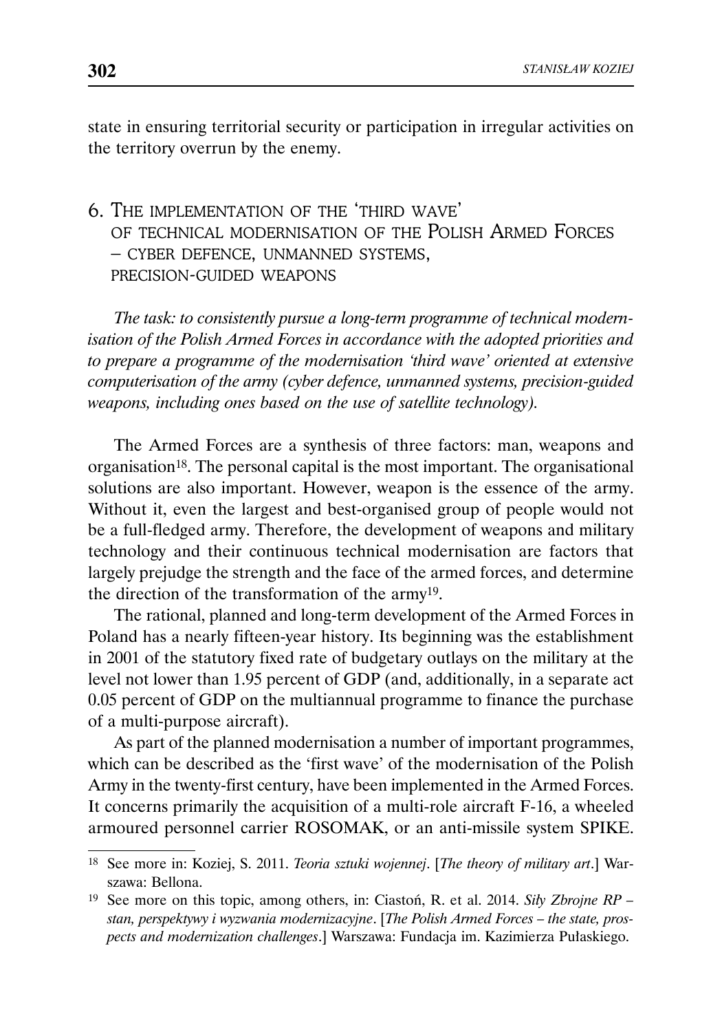state in ensuring territorial security or participation in irregular activities on the territory overrun by the enemy.

## 6. The implementation of the 'third wave' of technical modernisation of the Polish Armed Forces – cyber defence, unmanned systems, precision-guided weapons

*The task: to consistently pursue a long-term programme of technical modernisation of the Polish Armed Forces in accordance with the adopted priorities and to prepare a programme of the modernisation 'third wave' oriented at extensive computerisation of the army (cyber defence, unmanned systems, precision-guided weapons, including ones based on the use of satellite technology).*

The Armed Forces are a synthesis of three factors: man, weapons and organisation[18]. The personal capital is the most important. The organisational solutions are also important. However, weapon is the essence of the army. Without it, even the largest and best-organised group of people would not be a full-fledged army. Therefore, the development of weapons and military technology and their continuous technical modernisation are factors that largely prejudge the strength and the face of the armed forces, and determine the direction of the transformation of the army[19].

The rational, planned and long-term development of the Armed Forces in Poland has a nearly fifteen-year history. Its beginning was the establishment in 2001 of the statutory fixed rate of budgetary outlays on the military at the level not lower than 1.95 percent of GDP (and, additionally, in a separate act 0.05 percent of GDP on the multiannual programme to finance the purchase of a multi-purpose aircraft).

As part of the planned modernisation a number of important programmes, which can be described as the 'first wave' of the modernisation of the Polish Army in the twenty-first century, have been implemented in the Armed Forces. It concerns primarily the acquisition of a multi-role aircraft F-16, a wheeled armoured personnel carrier ROSOMAK, or an anti-missile system SPIKE.

---

[18] See more in: Koziej, S. 2011. *Teoria sztuki wojennej*. [*The theory of military art*.] Warszawa: Bellona.

[19] See more on this topic, among others, in: Ciastoń, R. et al. 2014. *Siły Zbrojne RP – stan, perspektywy i wyzwania modernizacyjne*. [*The Polish Armed Forces – the state, prospects and modernization challenges*.] Warszawa: Fundacja im. Kazimierza Pułaskiego.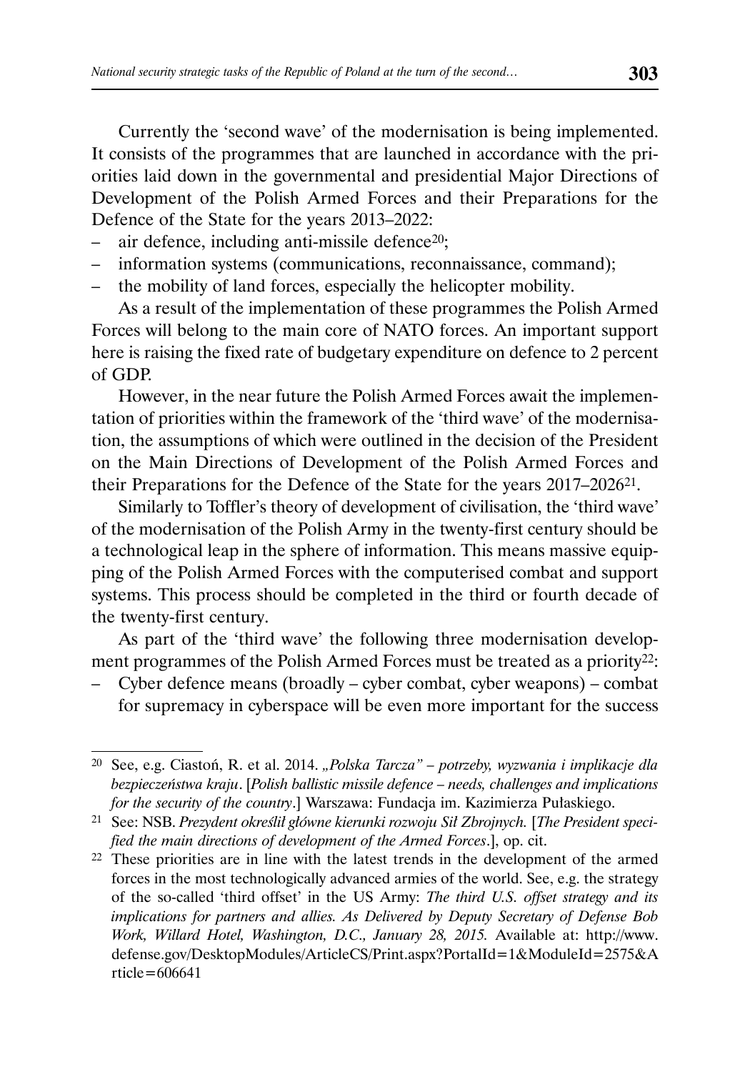Currently the 'second wave' of the modernisation is being implemented. It consists of the programmes that are launched in accordance with the priorities laid down in the governmental and presidential Major Directions of Development of the Polish Armed Forces and their Preparations for the Defence of the State for the years 2013–2022:

- air defence, including anti-missile defence[20];
- information systems (communications, reconnaissance, command);
- the mobility of land forces, especially the helicopter mobility.

As a result of the implementation of these programmes the Polish Armed Forces will belong to the main core of NATO forces. An important support here is raising the fixed rate of budgetary expenditure on defence to 2 percent of GDP.

However, in the near future the Polish Armed Forces await the implementation of priorities within the framework of the 'third wave' of the modernisation, the assumptions of which were outlined in the decision of the President on the Main Directions of Development of the Polish Armed Forces and their Preparations for the Defence of the State for the years 2017–2026[21].

Similarly to Toffler's theory of development of civilisation, the 'third wave' of the modernisation of the Polish Army in the twenty-first century should be a technological leap in the sphere of information. This means massive equipping of the Polish Armed Forces with the computerised combat and support systems. This process should be completed in the third or fourth decade of the twenty-first century.

As part of the 'third wave' the following three modernisation development programmes of the Polish Armed Forces must be treated as a priority[22]:

- Cyber defence means (broadly – cyber combat, cyber weapons) – combat for supremacy in cyberspace will be even more important for the success

---

[20] See, e.g. Ciastoń, R. et al. 2014. *„Polska Tarcza" – potrzeby, wyzwania i implikacje dla bezpieczeństwa kraju*. [*Polish ballistic missile defence – needs, challenges and implications for the security of the country*.] Warszawa: Fundacja im. Kazimierza Pułaskiego.

[21] See: NSB. *Prezydent określił główne kierunki rozwoju Sił Zbrojnych.* [*The President specified the main directions of development of the Armed Forces*.], op. cit.

[22] These priorities are in line with the latest trends in the development of the armed forces in the most technologically advanced armies of the world. See, e.g. the strategy of the so-called 'third offset' in the US Army: *The third U.S. offset strategy and its implications for partners and allies. As Delivered by Deputy Secretary of Defense Bob Work, Willard Hotel, Washington, D.C., January 28, 2015.* Available at: http://www.defense.gov/DesktopModules/ArticleCS/Print.aspx?PortalId=1&ModuleId=2575&Article=606641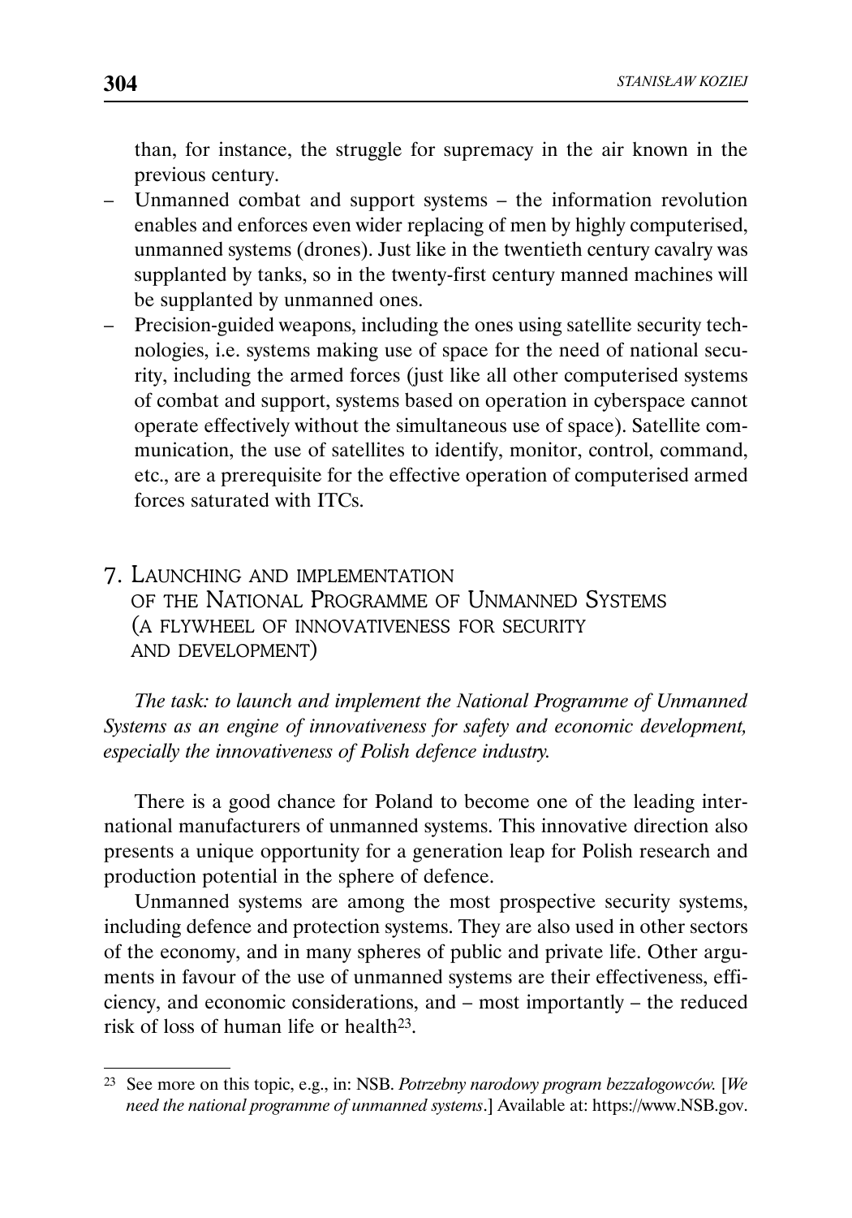than, for instance, the struggle for supremacy in the air known in the previous century.

- Unmanned combat and support systems – the information revolution enables and enforces even wider replacing of men by highly computerised, unmanned systems (drones). Just like in the twentieth century cavalry was supplanted by tanks, so in the twenty-first century manned machines will be supplanted by unmanned ones.
- Precision-guided weapons, including the ones using satellite security technologies, i.e. systems making use of space for the need of national security, including the armed forces (just like all other computerised systems of combat and support, systems based on operation in cyberspace cannot operate effectively without the simultaneous use of space). Satellite communication, the use of satellites to identify, monitor, control, command, etc., are a prerequisite for the effective operation of computerised armed forces saturated with ITCs.

## 7. Launching and implementation of the National Programme of Unmanned Systems (a flywheel of innovativeness for security and development)

*The task: to launch and implement the National Programme of Unmanned Systems as an engine of innovativeness for safety and economic development, especially the innovativeness of Polish defence industry.*

There is a good chance for Poland to become one of the leading international manufacturers of unmanned systems. This innovative direction also presents a unique opportunity for a generation leap for Polish research and production potential in the sphere of defence.

Unmanned systems are among the most prospective security systems, including defence and protection systems. They are also used in other sectors of the economy, and in many spheres of public and private life. Other arguments in favour of the use of unmanned systems are their effectiveness, efficiency, and economic considerations, and – most importantly – the reduced risk of loss of human life or health[23].

---

[23] See more on this topic, e.g., in: NSB. *Potrzebny narodowy program bezzałogowców.* [*We need the national programme of unmanned systems*.] Available at: https://www.NSB.gov.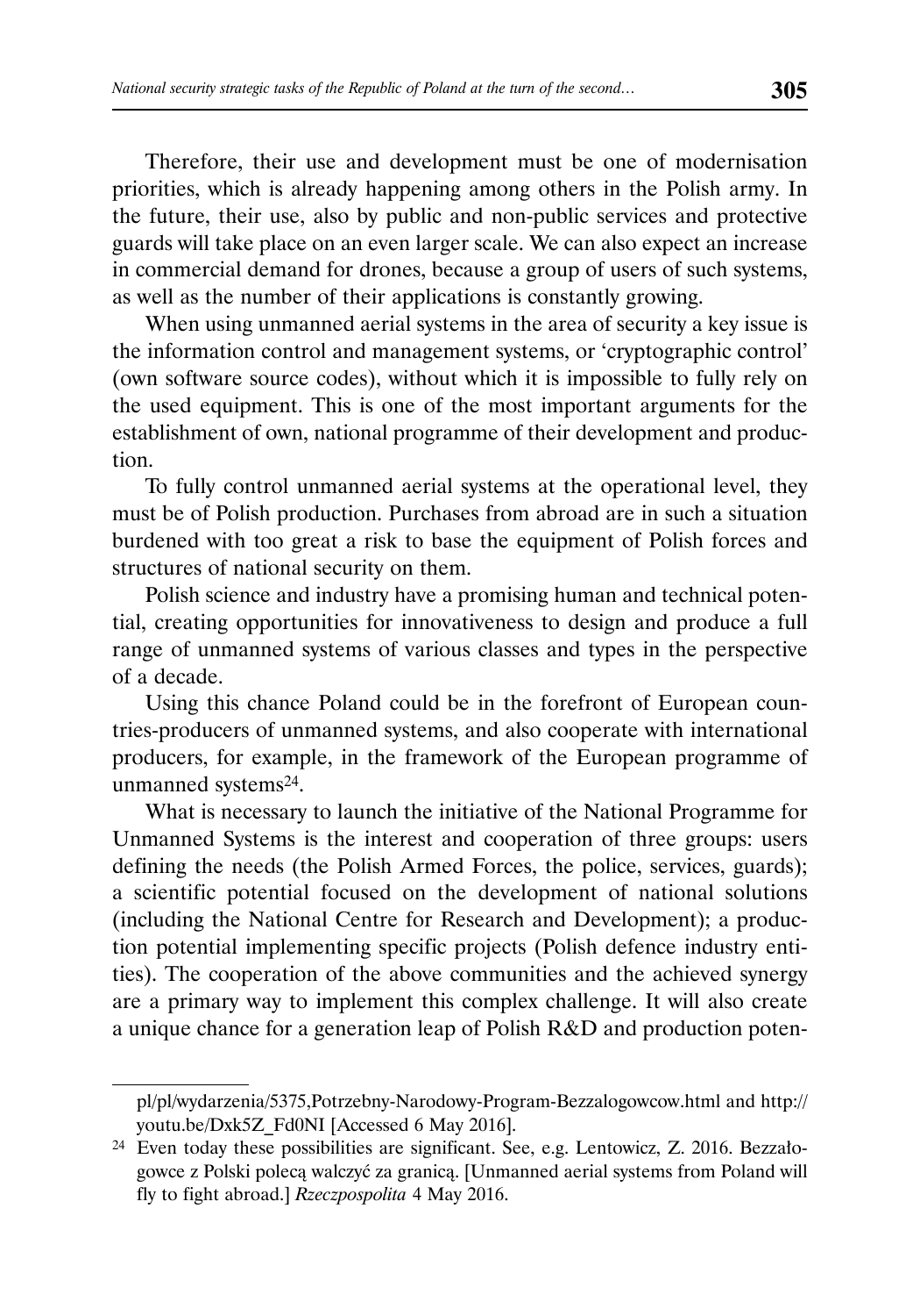Therefore, their use and development must be one of modernisation priorities, which is already happening among others in the Polish army. In the future, their use, also by public and non-public services and protective guards will take place on an even larger scale. We can also expect an increase in commercial demand for drones, because a group of users of such systems, as well as the number of their applications is constantly growing.

When using unmanned aerial systems in the area of security a key issue is the information control and management systems, or 'cryptographic control' (own software source codes), without which it is impossible to fully rely on the used equipment. This is one of the most important arguments for the establishment of own, national programme of their development and production.

To fully control unmanned aerial systems at the operational level, they must be of Polish production. Purchases from abroad are in such a situation burdened with too great a risk to base the equipment of Polish forces and structures of national security on them.

Polish science and industry have a promising human and technical potential, creating opportunities for innovativeness to design and produce a full range of unmanned systems of various classes and types in the perspective of a decade.

Using this chance Poland could be in the forefront of European countries-producers of unmanned systems, and also cooperate with international producers, for example, in the framework of the European programme of unmanned systems[24].

What is necessary to launch the initiative of the National Programme for Unmanned Systems is the interest and cooperation of three groups: users defining the needs (the Polish Armed Forces, the police, services, guards); a scientific potential focused on the development of national solutions (including the National Centre for Research and Development); a production potential implementing specific projects (Polish defence industry entities). The cooperation of the above communities and the achieved synergy are a primary way to implement this complex challenge. It will also create a unique chance for a generation leap of Polish R&D and production poten-

---

pl/pl/wydarzenia/5375,Potrzebny-Narodowy-Program-Bezzalogowcow.html and http://youtu.be/Dxk5Z_Fd0NI [Accessed 6 May 2016].

[24] Even today these possibilities are significant. See, e.g. Lentowicz, Z. 2016. Bezzałogowce z Polski polecą walczyć za granicą. [Unmanned aerial systems from Poland will fly to fight abroad.] *Rzeczpospolita* 4 May 2016.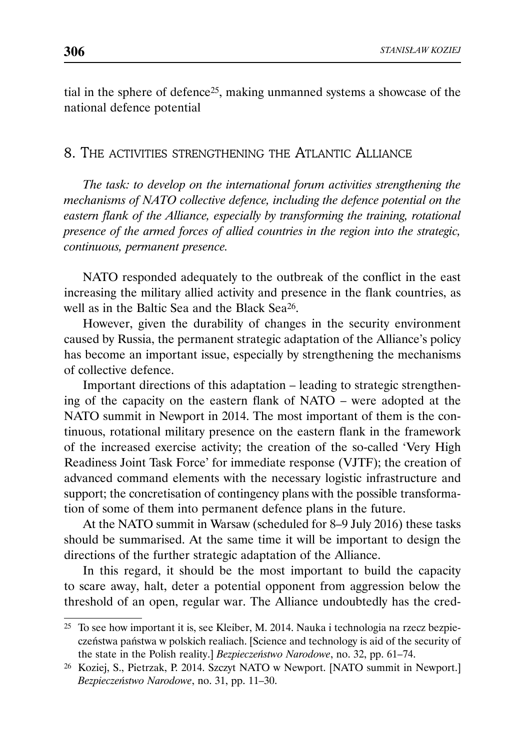tial in the sphere of defence[25], making unmanned systems a showcase of the national defence potential

## 8. The activities strengthening the Atlantic Alliance

*The task: to develop on the international forum activities strengthening the mechanisms of NATO collective defence, including the defence potential on the eastern flank of the Alliance, especially by transforming the training, rotational presence of the armed forces of allied countries in the region into the strategic, continuous, permanent presence.*

NATO responded adequately to the outbreak of the conflict in the east increasing the military allied activity and presence in the flank countries, as well as in the Baltic Sea and the Black Sea[26].

However, given the durability of changes in the security environment caused by Russia, the permanent strategic adaptation of the Alliance's policy has become an important issue, especially by strengthening the mechanisms of collective defence.

Important directions of this adaptation – leading to strategic strengthening of the capacity on the eastern flank of NATO – were adopted at the NATO summit in Newport in 2014. The most important of them is the continuous, rotational military presence on the eastern flank in the framework of the increased exercise activity; the creation of the so-called 'Very High Readiness Joint Task Force' for immediate response (VJTF); the creation of advanced command elements with the necessary logistic infrastructure and support; the concretisation of contingency plans with the possible transformation of some of them into permanent defence plans in the future.

At the NATO summit in Warsaw (scheduled for 8–9 July 2016) these tasks should be summarised. At the same time it will be important to design the directions of the further strategic adaptation of the Alliance.

In this regard, it should be the most important to build the capacity to scare away, halt, deter a potential opponent from aggression below the threshold of an open, regular war. The Alliance undoubtedly has the cred-

---

[25] To see how important it is, see Kleiber, M. 2014. Nauka i technologia na rzecz bezpieczeństwa państwa w polskich realiach. [Science and technology is aid of the security of the state in the Polish reality.] *Bezpieczeństwo Narodowe*, no. 32, pp. 61–74.

[26] Koziej, S., Pietrzak, P. 2014. Szczyt NATO w Newport. [NATO summit in Newport.] *Bezpieczeństwo Narodowe*, no. 31, pp. 11–30.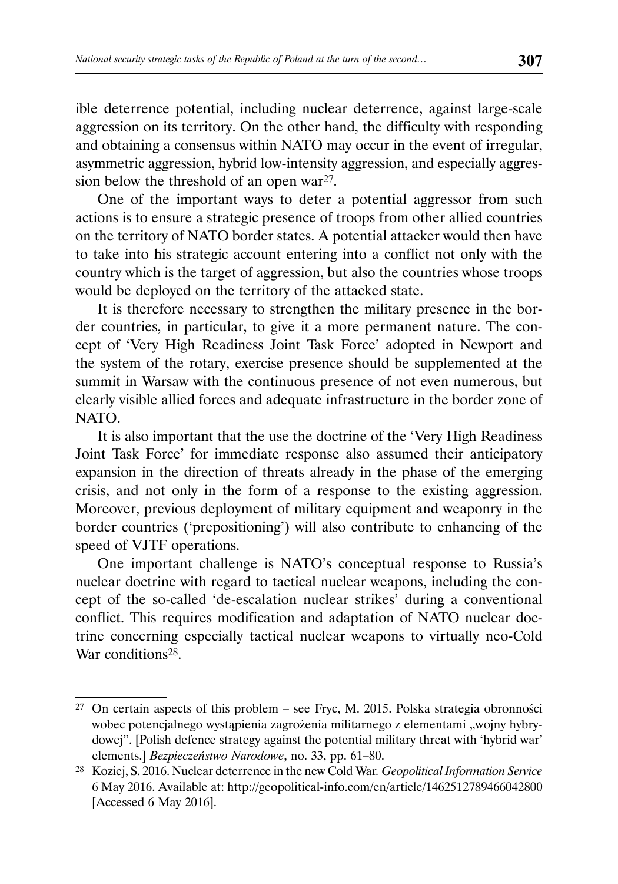ible deterrence potential, including nuclear deterrence, against large-scale aggression on its territory. On the other hand, the difficulty with responding and obtaining a consensus within NATO may occur in the event of irregular, asymmetric aggression, hybrid low-intensity aggression, and especially aggression below the threshold of an open war[27].

One of the important ways to deter a potential aggressor from such actions is to ensure a strategic presence of troops from other allied countries on the territory of NATO border states. A potential attacker would then have to take into his strategic account entering into a conflict not only with the country which is the target of aggression, but also the countries whose troops would be deployed on the territory of the attacked state.

It is therefore necessary to strengthen the military presence in the border countries, in particular, to give it a more permanent nature. The concept of 'Very High Readiness Joint Task Force' adopted in Newport and the system of the rotary, exercise presence should be supplemented at the summit in Warsaw with the continuous presence of not even numerous, but clearly visible allied forces and adequate infrastructure in the border zone of NATO.

It is also important that the use the doctrine of the 'Very High Readiness Joint Task Force' for immediate response also assumed their anticipatory expansion in the direction of threats already in the phase of the emerging crisis, and not only in the form of a response to the existing aggression. Moreover, previous deployment of military equipment and weaponry in the border countries ('prepositioning') will also contribute to enhancing of the speed of VJTF operations.

One important challenge is NATO's conceptual response to Russia's nuclear doctrine with regard to tactical nuclear weapons, including the concept of the so-called 'de-escalation nuclear strikes' during a conventional conflict. This requires modification and adaptation of NATO nuclear doctrine concerning especially tactical nuclear weapons to virtually neo-Cold War conditions[28].

---

[27] On certain aspects of this problem – see Fryc, M. 2015. Polska strategia obronności wobec potencjalnego wystąpienia zagrożenia militarnego z elementami „wojny hybrydowej". [Polish defence strategy against the potential military threat with 'hybrid war' elements.] *Bezpieczeństwo Narodowe*, no. 33, pp. 61–80.

[28] Koziej, S. 2016. Nuclear deterrence in the new Cold War. *Geopolitical Information Service* 6 May 2016. Available at: http://geopolitical-info.com/en/article/1462512789466042800 [Accessed 6 May 2016].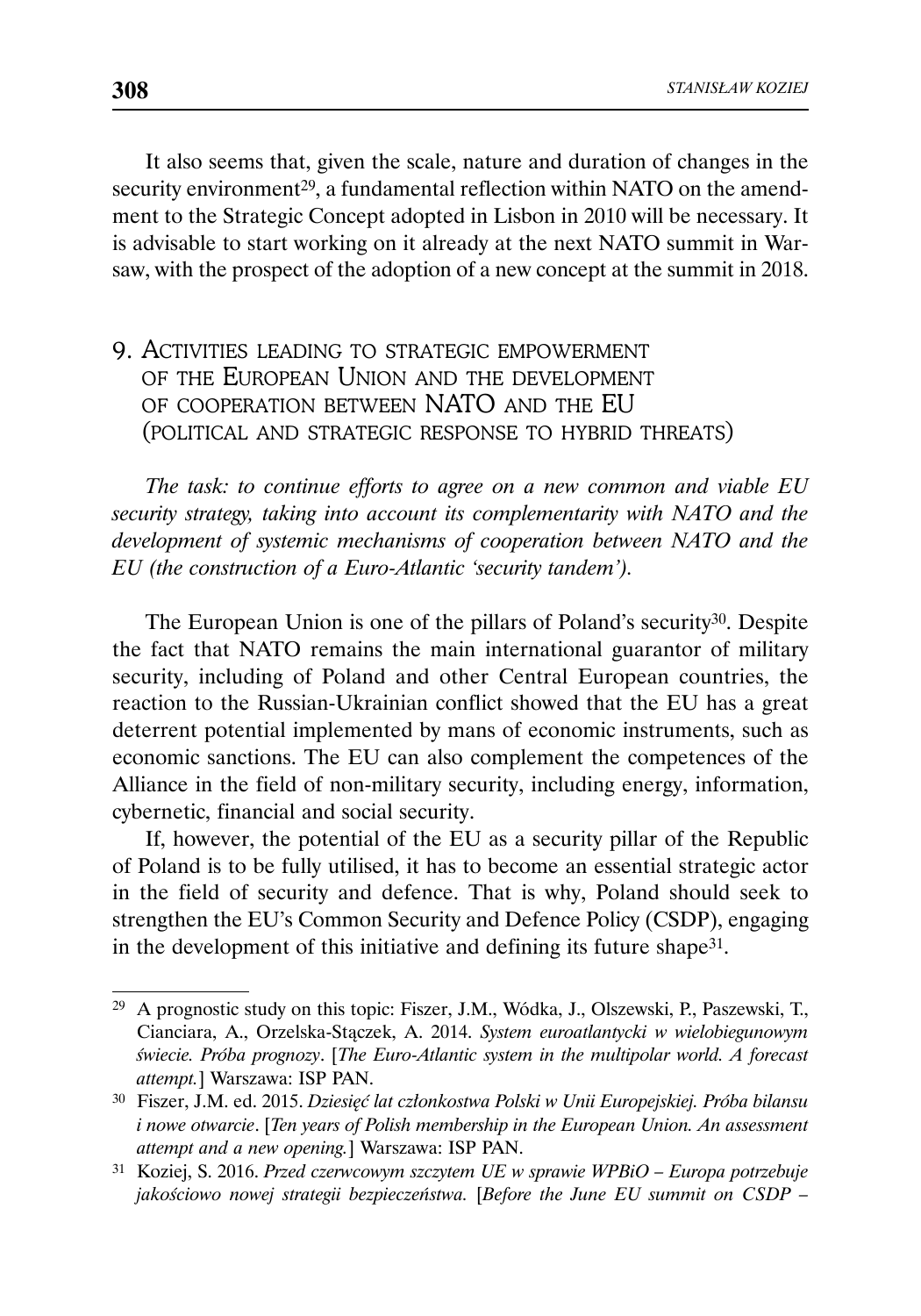It also seems that, given the scale, nature and duration of changes in the security environment[29], a fundamental reflection within NATO on the amendment to the Strategic Concept adopted in Lisbon in 2010 will be necessary. It is advisable to start working on it already at the next NATO summit in Warsaw, with the prospect of the adoption of a new concept at the summit in 2018.

## 9. Activities leading to strategic empowerment of the European Union and the development of cooperation between NATO and the EU (political and strategic response to hybrid threats)

*The task: to continue efforts to agree on a new common and viable EU security strategy, taking into account its complementarity with NATO and the development of systemic mechanisms of cooperation between NATO and the EU (the construction of a Euro-Atlantic 'security tandem').*

The European Union is one of the pillars of Poland's security[30]. Despite the fact that NATO remains the main international guarantor of military security, including of Poland and other Central European countries, the reaction to the Russian-Ukrainian conflict showed that the EU has a great deterrent potential implemented by mans of economic instruments, such as economic sanctions. The EU can also complement the competences of the Alliance in the field of non-military security, including energy, information, cybernetic, financial and social security.

If, however, the potential of the EU as a security pillar of the Republic of Poland is to be fully utilised, it has to become an essential strategic actor in the field of security and defence. That is why, Poland should seek to strengthen the EU's Common Security and Defence Policy (CSDP), engaging in the development of this initiative and defining its future shape[31].

---

[29] A prognostic study on this topic: Fiszer, J.M., Wódka, J., Olszewski, P., Paszewski, T., Cianciara, A., Orzelska-Stączek, A. 2014. *System euroatlantycki w wielobiegunowym świecie. Próba prognozy*. [*The Euro-Atlantic system in the multipolar world. A forecast attempt.*] Warszawa: ISP PAN.

[30] Fiszer, J.M. ed. 2015. *Dziesięć lat członkostwa Polski w Unii Europejskiej. Próba bilansu i nowe otwarcie*. [*Ten years of Polish membership in the European Union. An assessment attempt and a new opening.*] Warszawa: ISP PAN.

[31] Koziej, S. 2016. *Przed czerwcowym szczytem UE w sprawie WPBiO – Europa potrzebuje jakościowo nowej strategii bezpieczeństwa.* [*Before the June EU summit on CSDP –*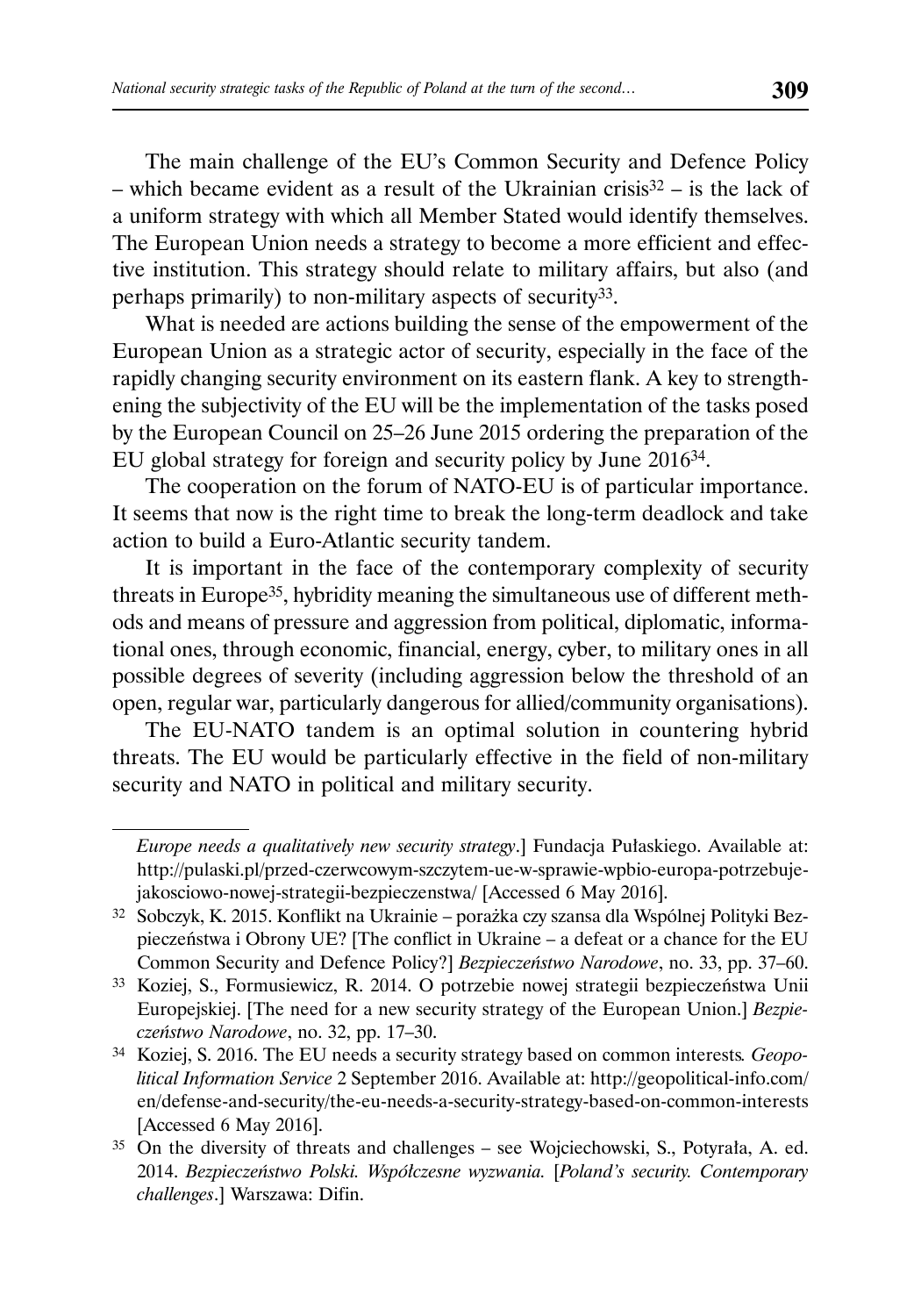The main challenge of the EU's Common Security and Defence Policy – which became evident as a result of the Ukrainian crisis[32] – is the lack of a uniform strategy with which all Member Stated would identify themselves. The European Union needs a strategy to become a more efficient and effective institution. This strategy should relate to military affairs, but also (and perhaps primarily) to non-military aspects of security[33].

What is needed are actions building the sense of the empowerment of the European Union as a strategic actor of security, especially in the face of the rapidly changing security environment on its eastern flank. A key to strengthening the subjectivity of the EU will be the implementation of the tasks posed by the European Council on 25–26 June 2015 ordering the preparation of the EU global strategy for foreign and security policy by June 2016[34].

The cooperation on the forum of NATO-EU is of particular importance. It seems that now is the right time to break the long-term deadlock and take action to build a Euro-Atlantic security tandem.

It is important in the face of the contemporary complexity of security threats in Europe[35], hybridity meaning the simultaneous use of different methods and means of pressure and aggression from political, diplomatic, informational ones, through economic, financial, energy, cyber, to military ones in all possible degrees of severity (including aggression below the threshold of an open, regular war, particularly dangerous for allied/community organisations).

The EU-NATO tandem is an optimal solution in countering hybrid threats. The EU would be particularly effective in the field of non-military security and NATO in political and military security.

---

*Europe needs a qualitatively new security strategy*.] Fundacja Pułaskiego. Available at: http://pulaski.pl/przed-czerwcowym-szczytem-ue-w-sprawie-wpbio-europa-potrzebuje-jakosciowo-nowej-strategii-bezpieczenstwa/ [Accessed 6 May 2016].

[32] Sobczyk, K. 2015. Konflikt na Ukrainie – porażka czy szansa dla Wspólnej Polityki Bezpieczeństwa i Obrony UE? [The conflict in Ukraine – a defeat or a chance for the EU Common Security and Defence Policy?] *Bezpieczeństwo Narodowe*, no. 33, pp. 37–60.

[33] Koziej, S., Formusiewicz, R. 2014. O potrzebie nowej strategii bezpieczeństwa Unii Europejskiej. [The need for a new security strategy of the European Union.] *Bezpieczeństwo Narodowe*, no. 32, pp. 17–30.

[34] Koziej, S. 2016. The EU needs a security strategy based on common interests*. Geopolitical Information Service* 2 September 2016. Available at: http://geopolitical-info.com/en/defense-and-security/the-eu-needs-a-security-strategy-based-on-common-interests [Accessed 6 May 2016].

[35] On the diversity of threats and challenges – see Wojciechowski, S., Potyrała, A. ed. 2014. *Bezpieczeństwo Polski. Współczesne wyzwania.* [*Poland's security. Contemporary challenges*.] Warszawa: Difin.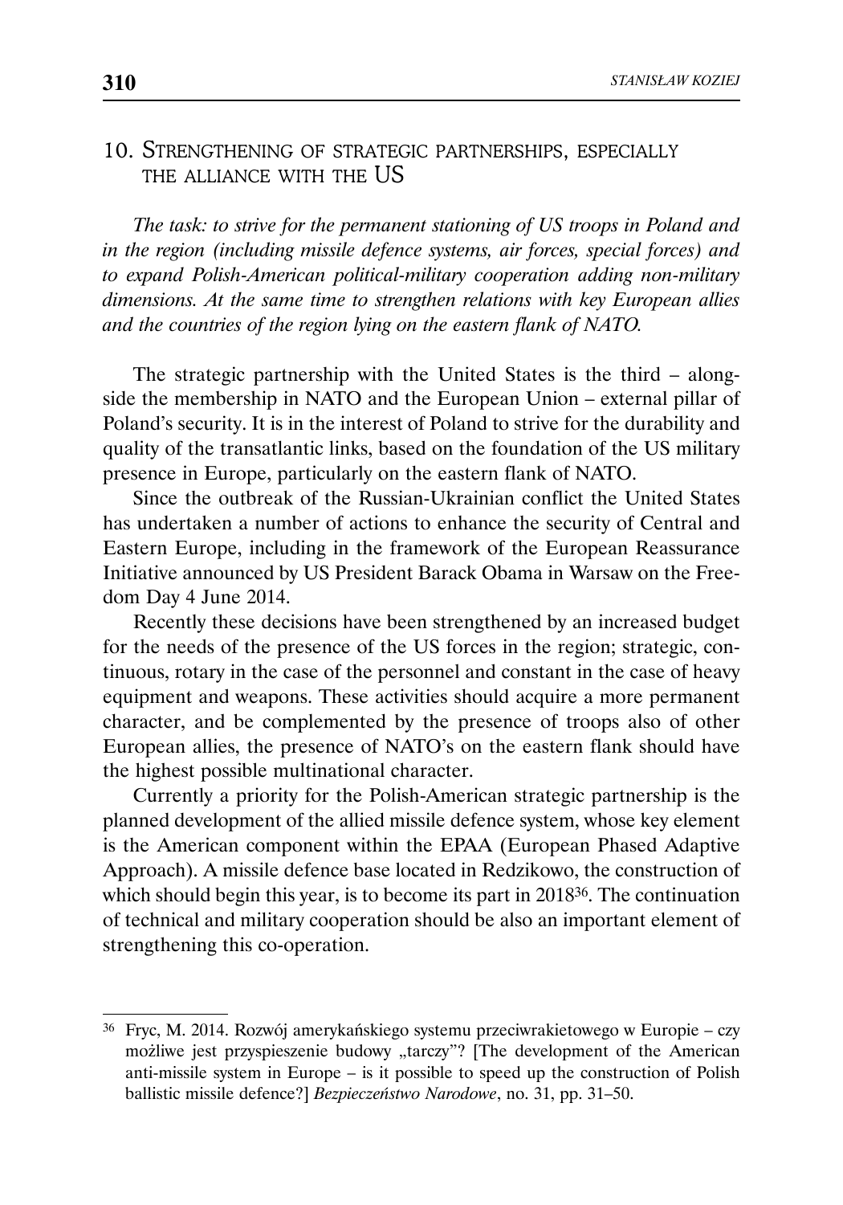## 10. Strengthening of strategic partnerships, especially the alliance with the US

*The task: to strive for the permanent stationing of US troops in Poland and in the region (including missile defence systems, air forces, special forces) and to expand Polish-American political-military cooperation adding non-military dimensions. At the same time to strengthen relations with key European allies and the countries of the region lying on the eastern flank of NATO.*

The strategic partnership with the United States is the third – alongside the membership in NATO and the European Union – external pillar of Poland's security. It is in the interest of Poland to strive for the durability and quality of the transatlantic links, based on the foundation of the US military presence in Europe, particularly on the eastern flank of NATO.

Since the outbreak of the Russian-Ukrainian conflict the United States has undertaken a number of actions to enhance the security of Central and Eastern Europe, including in the framework of the European Reassurance Initiative announced by US President Barack Obama in Warsaw on the Freedom Day 4 June 2014.

Recently these decisions have been strengthened by an increased budget for the needs of the presence of the US forces in the region; strategic, continuous, rotary in the case of the personnel and constant in the case of heavy equipment and weapons. These activities should acquire a more permanent character, and be complemented by the presence of troops also of other European allies, the presence of NATO's on the eastern flank should have the highest possible multinational character.

Currently a priority for the Polish-American strategic partnership is the planned development of the allied missile defence system, whose key element is the American component within the EPAA (European Phased Adaptive Approach). A missile defence base located in Redzikowo, the construction of which should begin this year, is to become its part in 2018[36]. The continuation of technical and military cooperation should be also an important element of strengthening this co-operation.

---

[36] Fryc, M. 2014. Rozwój amerykańskiego systemu przeciwrakietowego w Europie – czy możliwe jest przyspieszenie budowy „tarczy"? [The development of the American anti-missile system in Europe – is it possible to speed up the construction of Polish ballistic missile defence?] *Bezpieczeństwo Narodowe*, no. 31, pp. 31–50.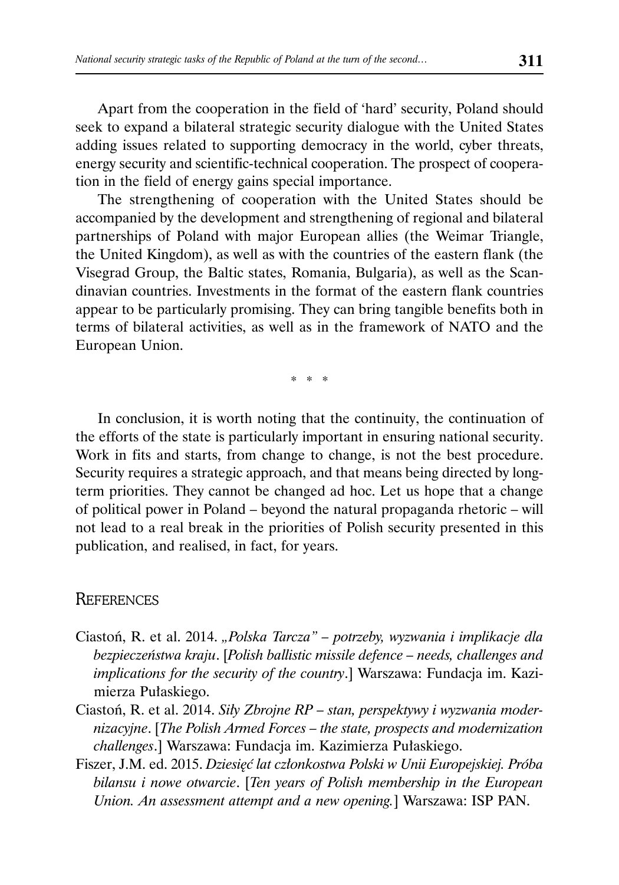Apart from the cooperation in the field of 'hard' security, Poland should seek to expand a bilateral strategic security dialogue with the United States adding issues related to supporting democracy in the world, cyber threats, energy security and scientific-technical cooperation. The prospect of cooperation in the field of energy gains special importance.

The strengthening of cooperation with the United States should be accompanied by the development and strengthening of regional and bilateral partnerships of Poland with major European allies (the Weimar Triangle, the United Kingdom), as well as with the countries of the eastern flank (the Visegrad Group, the Baltic states, Romania, Bulgaria), as well as the Scandinavian countries. Investments in the format of the eastern flank countries appear to be particularly promising. They can bring tangible benefits both in terms of bilateral activities, as well as in the framework of NATO and the European Union.

\* \* \*

In conclusion, it is worth noting that the continuity, the continuation of the efforts of the state is particularly important in ensuring national security. Work in fits and starts, from change to change, is not the best procedure. Security requires a strategic approach, and that means being directed by long-term priorities. They cannot be changed ad hoc. Let us hope that a change of political power in Poland – beyond the natural propaganda rhetoric – will not lead to a real break in the priorities of Polish security presented in this publication, and realised, in fact, for years.

## References

Ciastoń, R. et al. 2014. *„Polska Tarcza" – potrzeby, wyzwania i implikacje dla bezpieczeństwa kraju*. [*Polish ballistic missile defence – needs, challenges and implications for the security of the country*.] Warszawa: Fundacja im. Kazimierza Pułaskiego.

Ciastoń, R. et al. 2014. *Siły Zbrojne RP – stan, perspektywy i wyzwania modernizacyjne*. [*The Polish Armed Forces – the state, prospects and modernization challenges*.] Warszawa: Fundacja im. Kazimierza Pułaskiego.

Fiszer, J.M. ed. 2015. *Dziesięć lat członkostwa Polski w Unii Europejskiej. Próba bilansu i nowe otwarcie*. [*Ten years of Polish membership in the European Union. An assessment attempt and a new opening.*] Warszawa: ISP PAN.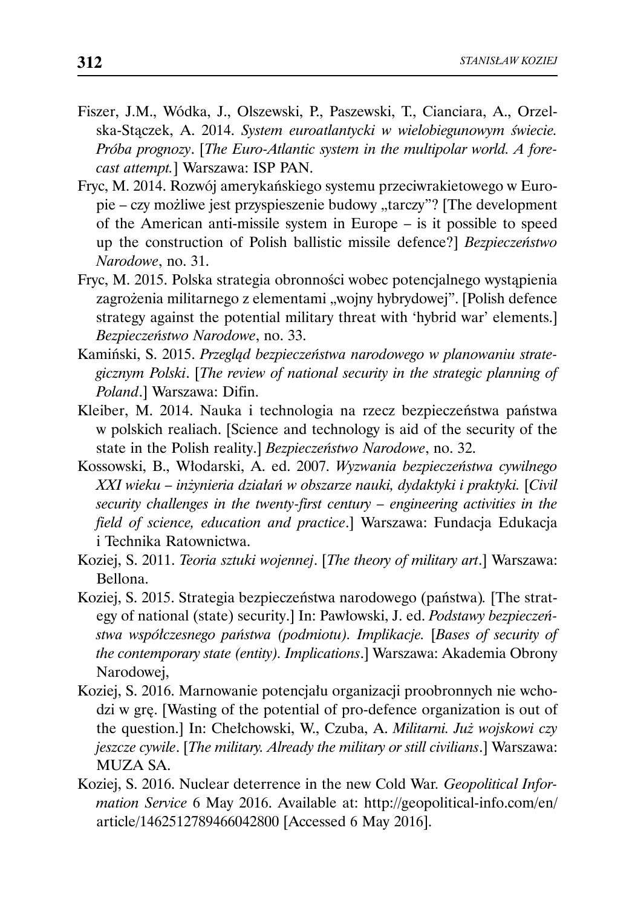Fiszer, J.M., Wódka, J., Olszewski, P., Paszewski, T., Cianciara, A., Orzelska-Stączek, A. 2014. *System euroatlantycki w wielobiegunowym świecie. Próba prognozy*. [*The Euro-Atlantic system in the multipolar world. A forecast attempt.*] Warszawa: ISP PAN.

Fryc, M. 2014. Rozwój amerykańskiego systemu przeciwrakietowego w Europie – czy możliwe jest przyspieszenie budowy „tarczy"? [The development of the American anti-missile system in Europe – is it possible to speed up the construction of Polish ballistic missile defence?] *Bezpieczeństwo Narodowe*, no. 31.

Fryc, M. 2015. Polska strategia obronności wobec potencjalnego wystąpienia zagrożenia militarnego z elementami „wojny hybrydowej". [Polish defence strategy against the potential military threat with 'hybrid war' elements.] *Bezpieczeństwo Narodowe*, no. 33.

Kamiński, S. 2015. *Przegląd bezpieczeństwa narodowego w planowaniu strategicznym Polski*. [*The review of national security in the strategic planning of Poland*.] Warszawa: Difin.

Kleiber, M. 2014. Nauka i technologia na rzecz bezpieczeństwa państwa w polskich realiach. [Science and technology is aid of the security of the state in the Polish reality.] *Bezpieczeństwo Narodowe*, no. 32.

Kossowski, B., Włodarski, A. ed. 2007. *Wyzwania bezpieczeństwa cywilnego XXI wieku – inżynieria działań w obszarze nauki, dydaktyki i praktyki.* [*Civil security challenges in the twenty-first century – engineering activities in the field of science, education and practice*.] Warszawa: Fundacja Edukacja i Technika Ratownictwa.

Koziej, S. 2011. *Teoria sztuki wojennej*. [*The theory of military art*.] Warszawa: Bellona.

Koziej, S. 2015. Strategia bezpieczeństwa narodowego (państwa). [The strategy of national (state) security.] In: Pawłowski, J. ed. *Podstawy bezpieczeństwa współczesnego państwa (podmiotu). Implikacje.* [*Bases of security of the contemporary state (entity). Implications*.] Warszawa: Akademia Obrony Narodowej,

Koziej, S. 2016. Marnowanie potencjału organizacji proobronnych nie wchodzi w grę. [Wasting of the potential of pro-defence organization is out of the question.] In: Chełchowski, W., Czuba, A. *Militarni. Już wojskowi czy jeszcze cywile*. [*The military. Already the military or still civilians*.] Warszawa: MUZA SA.

Koziej, S. 2016. Nuclear deterrence in the new Cold War. *Geopolitical Information Service* 6 May 2016. Available at: http://geopolitical-info.com/en/article/1462512789466042800 [Accessed 6 May 2016].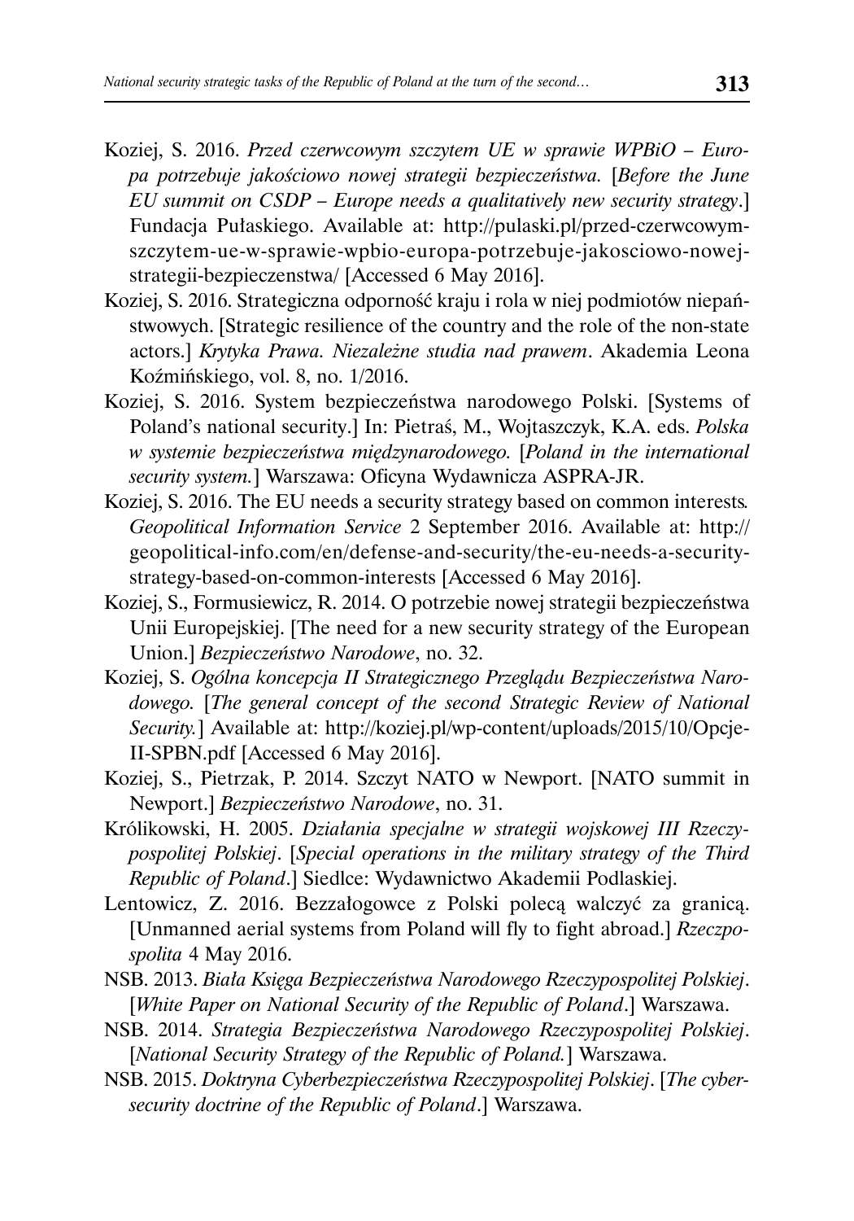Koziej, S. 2016. *Przed czerwcowym szczytem UE w sprawie WPBiO – Europa potrzebuje jakościowo nowej strategii bezpieczeństwa.* [*Before the June EU summit on CSDP – Europe needs a qualitatively new security strategy*.] Fundacja Pułaskiego. Available at: http://pulaski.pl/przed-czerwcowym-szczytem-ue-w-sprawie-wpbio-europa-potrzebuje-jakosciowo-nowej-strategii-bezpieczenstwa/ [Accessed 6 May 2016].

Koziej, S. 2016. Strategiczna odporność kraju i rola w niej podmiotów niepaństwowych. [Strategic resilience of the country and the role of the non-state actors.] *Krytyka Prawa. Niezależne studia nad prawem*. Akademia Leona Koźmińskiego, vol. 8, no. 1/2016.

Koziej, S. 2016. System bezpieczeństwa narodowego Polski. [Systems of Poland's national security.] In: Pietraś, M., Wojtaszczyk, K.A. eds. *Polska w systemie bezpieczeństwa międzynarodowego.* [*Poland in the international security system.*] Warszawa: Oficyna Wydawnicza ASPRA-JR.

Koziej, S. 2016. The EU needs a security strategy based on common interests*. Geopolitical Information Service* 2 September 2016. Available at: http://geopolitical-info.com/en/defense-and-security/the-eu-needs-a-security-strategy-based-on-common-interests [Accessed 6 May 2016].

Koziej, S., Formusiewicz, R. 2014. O potrzebie nowej strategii bezpieczeństwa Unii Europejskiej. [The need for a new security strategy of the European Union.] *Bezpieczeństwo Narodowe*, no. 32.

Koziej, S. *Ogólna koncepcja II Strategicznego Przeglądu Bezpieczeństwa Narodowego.* [*The general concept of the second Strategic Review of National Security.*] Available at: http://koziej.pl/wp-content/uploads/2015/10/Opcje-II-SPBN.pdf [Accessed 6 May 2016].

Koziej, S., Pietrzak, P. 2014. Szczyt NATO w Newport. [NATO summit in Newport.] *Bezpieczeństwo Narodowe*, no. 31.

Królikowski, H. 2005. *Działania specjalne w strategii wojskowej III Rzeczypospolitej Polskiej*. [*Special operations in the military strategy of the Third Republic of Poland*.] Siedlce: Wydawnictwo Akademii Podlaskiej.

Lentowicz, Z. 2016. Bezzałogowce z Polski polecą walczyć za granicą. [Unmanned aerial systems from Poland will fly to fight abroad.] *Rzeczpospolita* 4 May 2016.

NSB. 2013. *Biała Księga Bezpieczeństwa Narodowego Rzeczypospolitej Polskiej*. [*White Paper on National Security of the Republic of Poland*.] Warszawa.

NSB. 2014. *Strategia Bezpieczeństwa Narodowego Rzeczypospolitej Polskiej*. [*National Security Strategy of the Republic of Poland.*] Warszawa.

NSB. 2015. *Doktryna Cyberbezpieczeństwa Rzeczypospolitej Polskiej*. [*The cybersecurity doctrine of the Republic of Poland*.] Warszawa.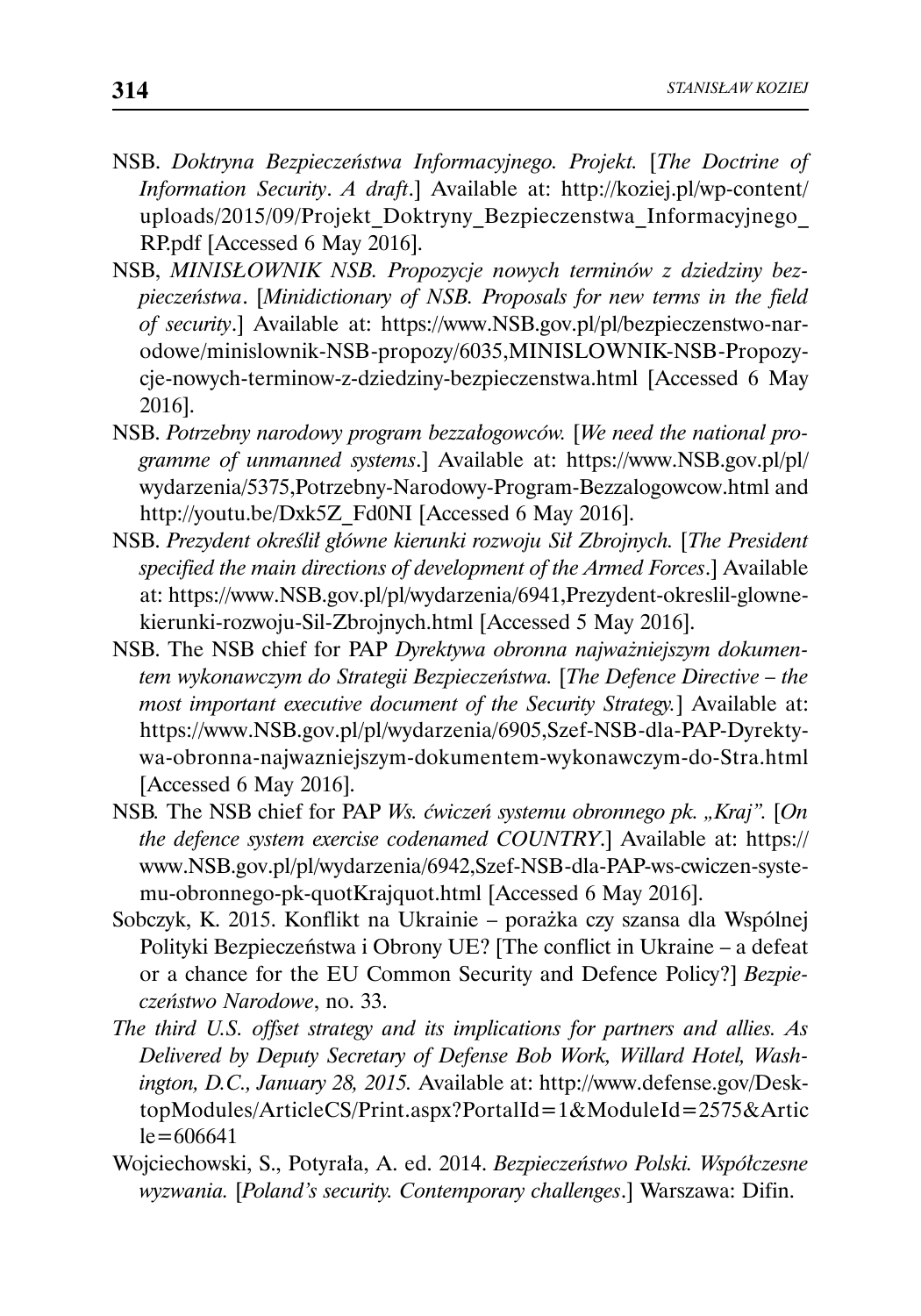NSB. *Doktryna Bezpieczeństwa Informacyjnego. Projekt.* [*The Doctrine of Information Security. A draft*.] Available at: http://koziej.pl/wp-content/uploads/2015/09/Projekt_Doktryny_Bezpieczenstwa_Informacyjnego_RP.pdf [Accessed 6 May 2016].

NSB, *MINISŁOWNIK NSB. Propozycje nowych terminów z dziedziny bezpieczeństwa*. [*Minidictionary of NSB. Proposals for new terms in the field of security*.] Available at: https://www.NSB.gov.pl/pl/bezpieczenstwo-narodowe/minislownik-NSB-propozy/6035,MINISLOWNIK-NSB-Propozycje-nowych-terminow-z-dziedziny-bezpieczenstwa.html [Accessed 6 May 2016].

NSB. *Potrzebny narodowy program bezzałogowców.* [*We need the national programme of unmanned systems*.] Available at: https://www.NSB.gov.pl/pl/wydarzenia/5375,Potrzebny-Narodowy-Program-Bezzalogowcow.html and http://youtu.be/Dxk5Z_Fd0NI [Accessed 6 May 2016].

NSB. *Prezydent określił główne kierunki rozwoju Sił Zbrojnych.* [*The President specified the main directions of development of the Armed Forces*.] Available at: https://www.NSB.gov.pl/pl/wydarzenia/6941,Prezydent-okreslil-glowne-kierunki-rozwoju-Sil-Zbrojnych.html [Accessed 5 May 2016].

NSB. The NSB chief for PAP *Dyrektywa obronna najważniejszym dokumentem wykonawczym do Strategii Bezpieczeństwa.* [*The Defence Directive – the most important executive document of the Security Strategy.*] Available at: https://www.NSB.gov.pl/pl/wydarzenia/6905,Szef-NSB-dla-PAP-Dyrektywa-obronna-najwazniejszym-dokumentem-wykonawczym-do-Stra.html [Accessed 6 May 2016].

NSB. The NSB chief for PAP *Ws. ćwiczeń systemu obronnego pk. „Kraj".* [*On the defence system exercise codenamed COUNTRY*.] Available at: https://www.NSB.gov.pl/pl/wydarzenia/6942,Szef-NSB-dla-PAP-ws-cwiczen-systemu-obronnego-pk-quotKrajquot.html [Accessed 6 May 2016].

Sobczyk, K. 2015. Konflikt na Ukrainie – porażka czy szansa dla Wspólnej Polityki Bezpieczeństwa i Obrony UE? [The conflict in Ukraine – a defeat or a chance for the EU Common Security and Defence Policy?] *Bezpieczeństwo Narodowe*, no. 33.

*The third U.S. offset strategy and its implications for partners and allies. As Delivered by Deputy Secretary of Defense Bob Work, Willard Hotel, Washington, D.C., January 28, 2015.* Available at: http://www.defense.gov/DesktopModules/ArticleCS/Print.aspx?PortalId=1&ModuleId=2575&Article=606641

Wojciechowski, S., Potyrała, A. ed. 2014. *Bezpieczeństwo Polski. Współczesne wyzwania.* [*Poland's security. Contemporary challenges*.] Warszawa: Difin.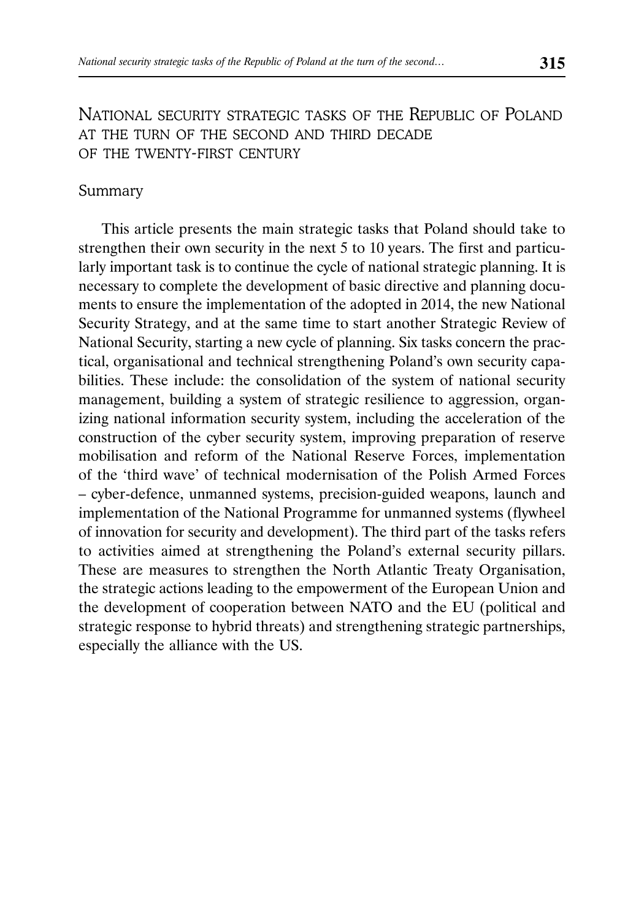## NATIONAL SECURITY STRATEGIC TASKS OF THE REPUBLIC OF POLAND AT THE TURN OF THE SECOND AND THIRD DECADE OF THE TWENTY-FIRST CENTURY

### Summary

This article presents the main strategic tasks that Poland should take to strengthen their own security in the next 5 to 10 years. The first and particularly important task is to continue the cycle of national strategic planning. It is necessary to complete the development of basic directive and planning documents to ensure the implementation of the adopted in 2014, the new National Security Strategy, and at the same time to start another Strategic Review of National Security, starting a new cycle of planning. Six tasks concern the practical, organisational and technical strengthening Poland's own security capabilities. These include: the consolidation of the system of national security management, building a system of strategic resilience to aggression, organizing national information security system, including the acceleration of the construction of the cyber security system, improving preparation of reserve mobilisation and reform of the National Reserve Forces, implementation of the 'third wave' of technical modernisation of the Polish Armed Forces – cyber-defence, unmanned systems, precision-guided weapons, launch and implementation of the National Programme for unmanned systems (flywheel of innovation for security and development). The third part of the tasks refers to activities aimed at strengthening the Poland's external security pillars. These are measures to strengthen the North Atlantic Treaty Organisation, the strategic actions leading to the empowerment of the European Union and the development of cooperation between NATO and the EU (political and strategic response to hybrid threats) and strengthening strategic partnerships, especially the alliance with the US.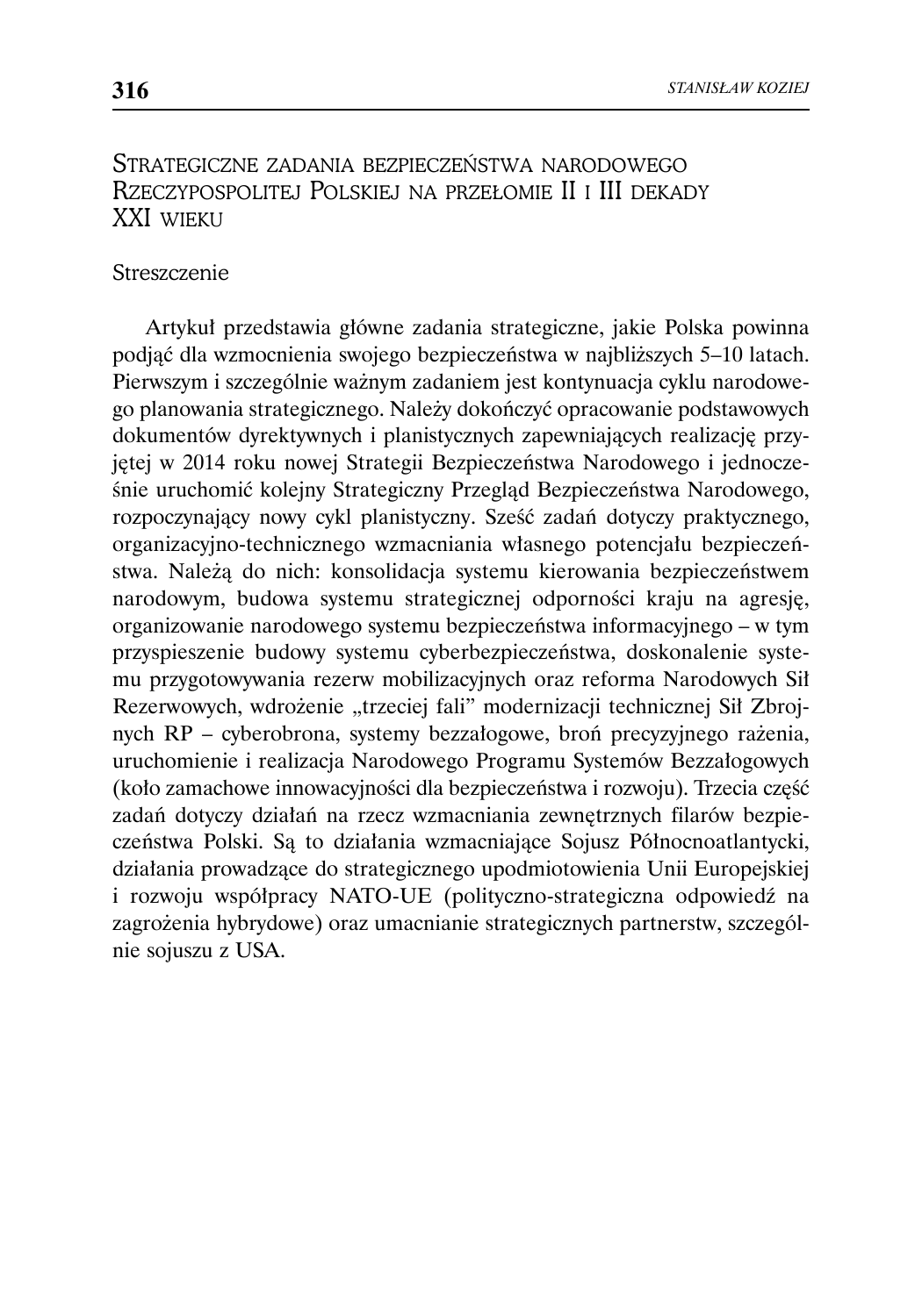## Strategiczne zadania bezpieczeństwa narodowego Rzeczypospolitej Polskiej na przełomie II i III dekady XXI wieku

Streszczenie

Artykuł przedstawia główne zadania strategiczne, jakie Polska powinna podjąć dla wzmocnienia swojego bezpieczeństwa w najbliższych 5–10 latach. Pierwszym i szczególnie ważnym zadaniem jest kontynuacja cyklu narodowego planowania strategicznego. Należy dokończyć opracowanie podstawowych dokumentów dyrektywnych i planistycznych zapewniających realizację przyjętej w 2014 roku nowej Strategii Bezpieczeństwa Narodowego i jednocześnie uruchomić kolejny Strategiczny Przegląd Bezpieczeństwa Narodowego, rozpoczynający nowy cykl planistyczny. Sześć zadań dotyczy praktycznego, organizacyjno-technicznego wzmacniania własnego potencjału bezpieczeństwa. Należą do nich: konsolidacja systemu kierowania bezpieczeństwem narodowym, budowa systemu strategicznej odporności kraju na agresję, organizowanie narodowego systemu bezpieczeństwa informacyjnego – w tym przyspieszenie budowy systemu cyberbezpieczeństwa, doskonalenie systemu przygotowywania rezerw mobilizacyjnych oraz reforma Narodowych Sił Rezerwowych, wdrożenie „trzeciej fali" modernizacji technicznej Sił Zbrojnych RP – cyberobrona, systemy bezzałogowe, broń precyzyjnego rażenia, uruchomienie i realizacja Narodowego Programu Systemów Bezzałogowych (koło zamachowe innowacyjności dla bezpieczeństwa i rozwoju). Trzecia część zadań dotyczy działań na rzecz wzmacniania zewnętrznych filarów bezpieczeństwa Polski. Są to działania wzmacniające Sojusz Północnoatlantycki, działania prowadzące do strategicznego upodmiotowienia Unii Europejskiej i rozwoju współpracy NATO-UE (polityczno-strategiczna odpowiedź na zagrożenia hybrydowe) oraz umacnianie strategicznych partnerstw, szczególnie sojuszu z USA.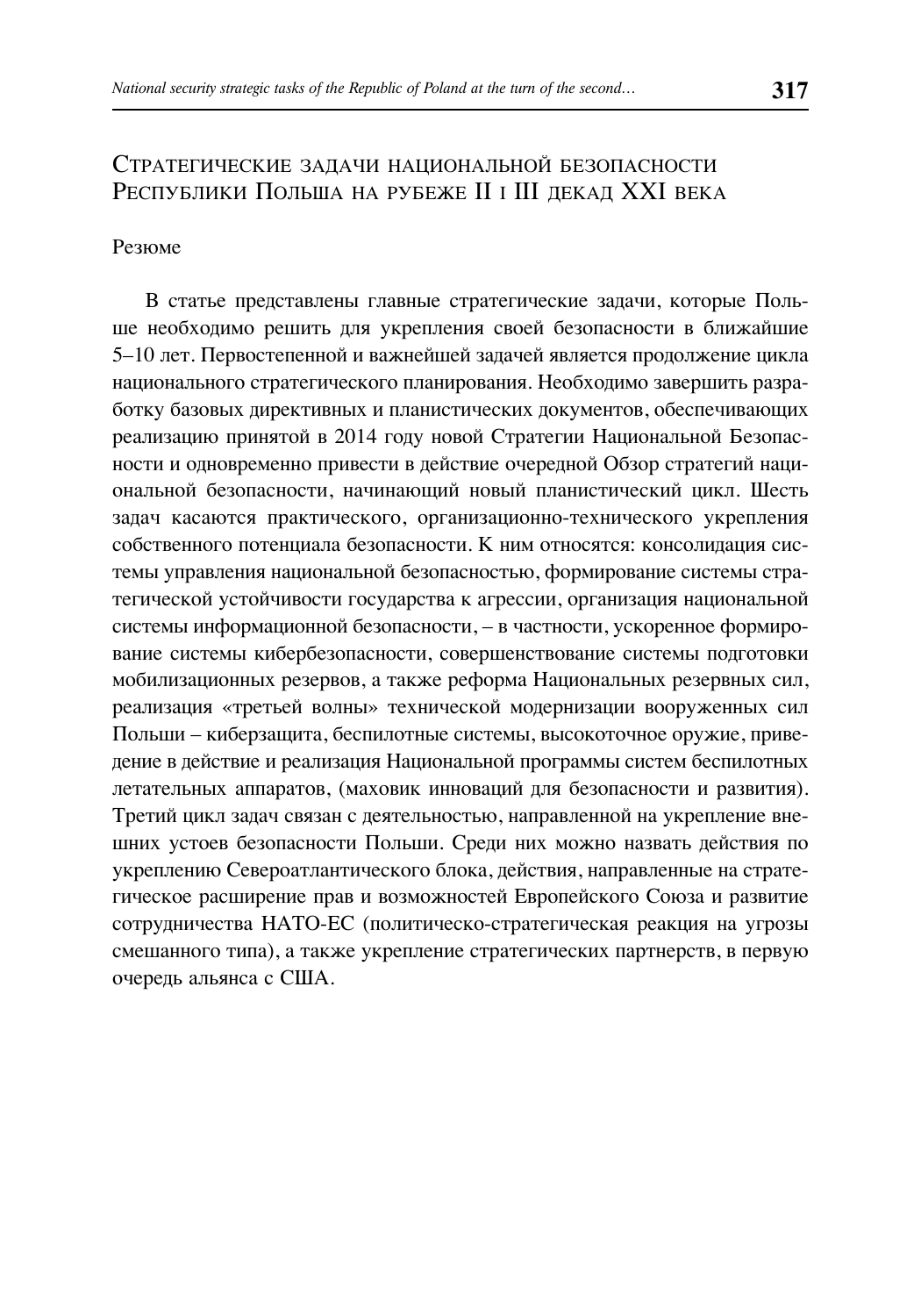# Стратегические задачи национальной безопасности Республики Польша на рубеже II і III декад XXI века

Резюме

В статье представлены главные стратегические задачи, которые Польше необходимо решить для укрепления своей безопасности в ближайшие 5–10 лет. Первостепенной и важнейшей задачей является продолжение цикла национального стратегического планирования. Необходимо завершить разработку базовых директивных и планистических документов, обеспечивающих реализацию принятой в 2014 году новой Стратегии Национальной Безопасности и одновременно привести в действие очередной Обзор стратегий национальной безопасности, начинающий новый планистический цикл. Шесть задач касаются практического, организационно-технического укрепления собственного потенциала безопасности. К ним относятся: консолидация системы управления национальной безопасностью, формирование системы стратегической устойчивости государства к агрессии, организация национальной системы информационной безопасности, – в частности, ускоренное формирование системы кибербезопасности, совершенствование системы подготовки мобилизационных резервов, а также реформа Национальных резервных сил, реализация «третьей волны» технической модернизации вооруженных сил Польши – киберзащита, беспилотные системы, высокоточное оружие, приведение в действие и реализация Национальной программы систем беспилотных летательных аппаратов, (маховик инноваций для безопасности и развития). Третий цикл задач связан с деятельностью, направленной на укрепление внешних устоев безопасности Польши. Среди них можно назвать действия по укреплению Североатлантического блока, действия, направленные на стратегическое расширение прав и возможностей Европейского Союза и развитие сотрудничества НАТО-ЕС (политическо-стратегическая реакция на угрозы смешанного типа), а также укрепление стратегических партнерств, в первую очередь альянса с США.